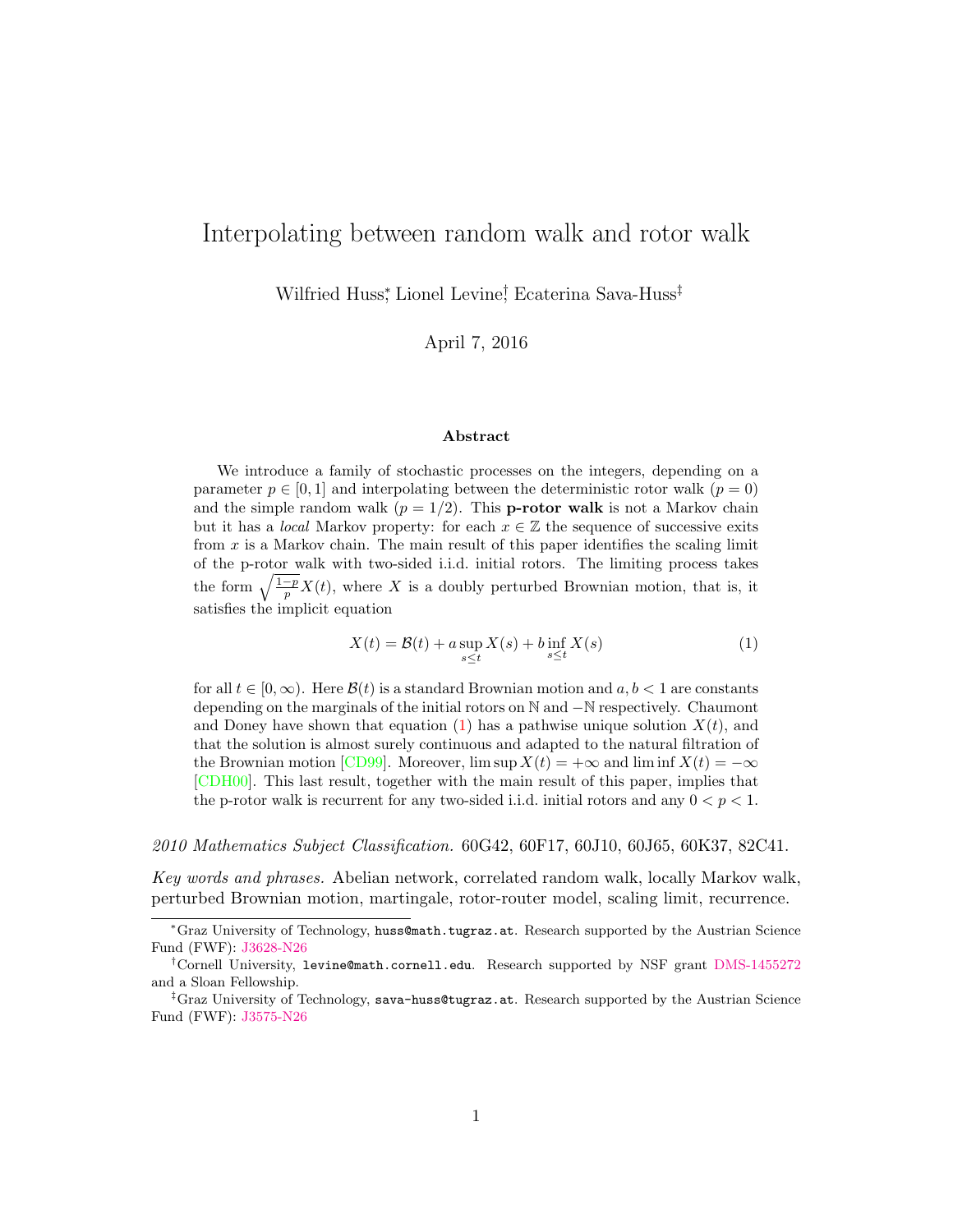# Interpolating between random walk and rotor walk

Wilfried Huss[*], Lionel Levine[†], Ecaterina Sava-Huss[‡]

April 7, 2016

### Abstract

We introduce a family of stochastic processes on the integers, depending on a parameter $p \in [0, 1]$ and interpolating between the deterministic rotor walk ($p = 0$) and the simple random walk ($p = 1/2$). This **p-rotor walk** is not a Markov chain but it has a *local* Markov property: for each $x \in \mathbb{Z}$ the sequence of successive exits from $x$ is a Markov chain. The main result of this paper identifies the scaling limit of the p-rotor walk with two-sided i.i.d. initial rotors. The limiting process takes the form $\sqrt{\frac{1-p}{p}} X(t)$, where $X$ is a doubly perturbed Brownian motion, that is, it satisfies the implicit equation

$$X(t) = \mathcal{B}(t) + a \sup_{s \leq t} X(s) + b \inf_{s \leq t} X(s) \tag{1}$$

for all $t \in [0, \infty)$. Here $\mathcal{B}(t)$ is a standard Brownian motion and $a, b < 1$ are constants depending on the marginals of the initial rotors on $\mathbb{N}$ and $-\mathbb{N}$ respectively. Chaumont and Doney have shown that equation (1) has a pathwise unique solution $X(t)$, and that the solution is almost surely continuous and adapted to the natural filtration of the Brownian motion [CD99]. Moreover, $\limsup X(t) = +\infty$ and $\liminf X(t) = -\infty$ [CDH00]. This last result, together with the main result of this paper, implies that the p-rotor walk is recurrent for any two-sided i.i.d. initial rotors and any $0 < p < 1$.

*2010 Mathematics Subject Classification.* 60G42, 60F17, 60J10, 60J65, 60K37, 82C41.

*Key words and phrases.* Abelian network, correlated random walk, locally Markov walk, perturbed Brownian motion, martingale, rotor-router model, scaling limit, recurrence.

---

[*] Graz University of Technology, `huss@math.tugraz.at`. Research supported by the Austrian Science Fund (FWF): J3628-N26

[†] Cornell University, `levine@math.cornell.edu`. Research supported by NSF grant DMS-1455272 and a Sloan Fellowship.

[‡] Graz University of Technology, `sava-huss@tugraz.at`. Research supported by the Austrian Science Fund (FWF): J3575-N26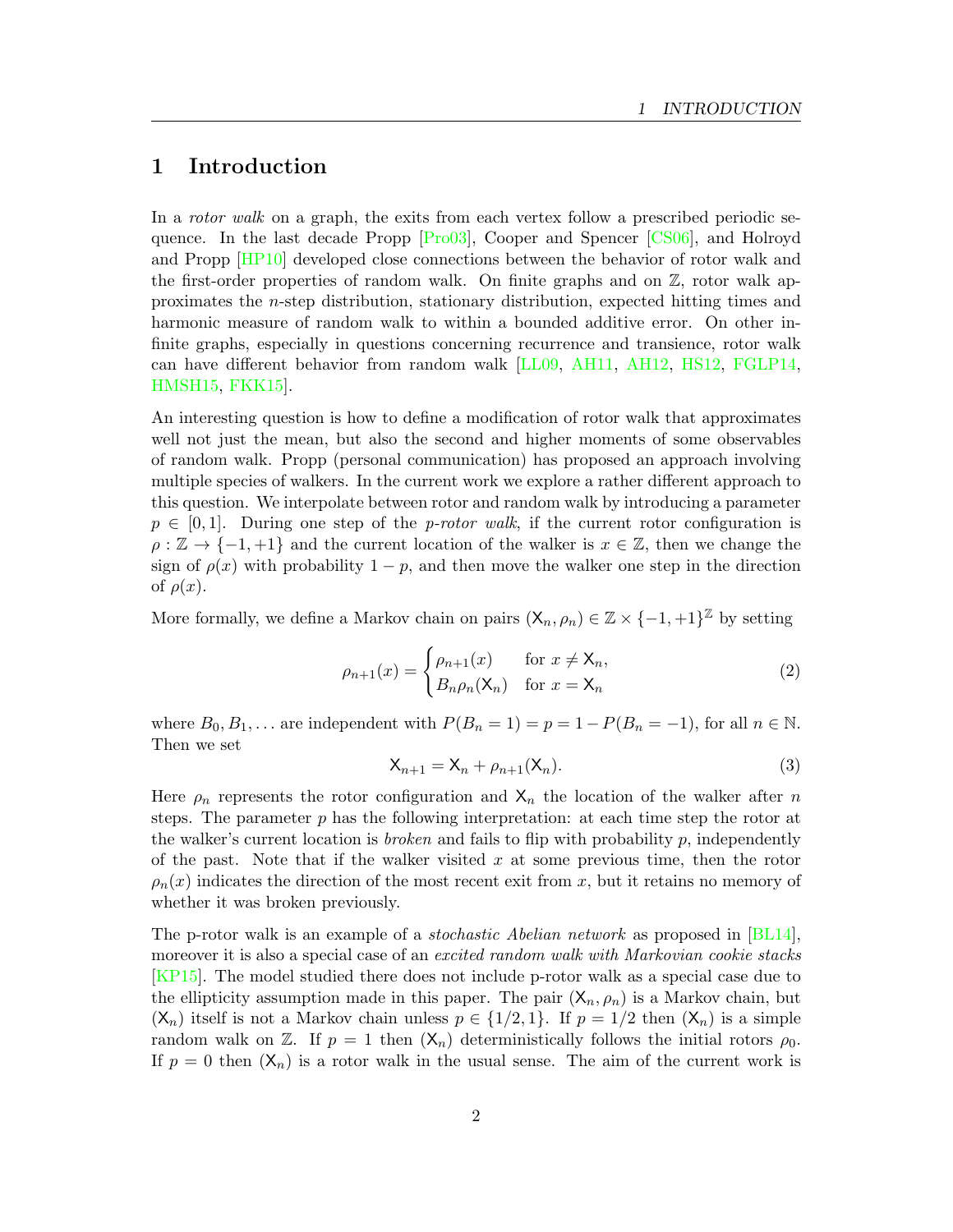# 1 Introduction

In a *rotor walk* on a graph, the exits from each vertex follow a prescribed periodic sequence. In the last decade Propp [Pro03], Cooper and Spencer [CS06], and Holroyd and Propp [HP10] developed close connections between the behavior of rotor walk and the first-order properties of random walk. On finite graphs and on $\mathbb{Z}$, rotor walk approximates the $n$-step distribution, stationary distribution, expected hitting times and harmonic measure of random walk to within a bounded additive error. On other infinite graphs, especially in questions concerning recurrence and transience, rotor walk can have different behavior from random walk [LL09, AH11, AH12, HS12, FGLP14, HMSH15, FKK15].

An interesting question is how to define a modification of rotor walk that approximates well not just the mean, but also the second and higher moments of some observables of random walk. Propp (personal communication) has proposed an approach involving multiple species of walkers. In the current work we explore a rather different approach to this question. We interpolate between rotor and random walk by introducing a parameter $p \in [0, 1]$. During one step of the *p-rotor walk*, if the current rotor configuration is $\rho : \mathbb{Z} \to \{-1, +1\}$ and the current location of the walker is $x \in \mathbb{Z}$, then we change the sign of $\rho(x)$ with probability $1 - p$, and then move the walker one step in the direction of $\rho(x)$.

More formally, we define a Markov chain on pairs $(\mathsf{X}_n, \rho_n) \in \mathbb{Z} \times \{-1, +1\}^{\mathbb{Z}}$ by setting

$$\rho_{n+1}(x) = \begin{cases} \rho_{n+1}(x) & \text{for } x \neq \mathsf{X}_n, \\ B_n \rho_n(\mathsf{X}_n) & \text{for } x = \mathsf{X}_n \end{cases} \tag{2}$$

where $B_0, B_1, \ldots$ are independent with $P(B_n = 1) = p = 1 - P(B_n = -1)$, for all $n \in \mathbb{N}$. Then we set

$$\mathsf{X}_{n+1} = \mathsf{X}_n + \rho_{n+1}(\mathsf{X}_n). \tag{3}$$

Here $\rho_n$ represents the rotor configuration and $\mathsf{X}_n$ the location of the walker after $n$ steps. The parameter $p$ has the following interpretation: at each time step the rotor at the walker's current location is *broken* and fails to flip with probability $p$, independently of the past. Note that if the walker visited $x$ at some previous time, then the rotor $\rho_n(x)$ indicates the direction of the most recent exit from $x$, but it retains no memory of whether it was broken previously.

The p-rotor walk is an example of a *stochastic Abelian network* as proposed in [BL14], moreover it is also a special case of an *excited random walk with Markovian cookie stacks* [KP15]. The model studied there does not include p-rotor walk as a special case due to the ellipticity assumption made in this paper. The pair $(\mathsf{X}_n, \rho_n)$ is a Markov chain, but $(\mathsf{X}_n)$ itself is not a Markov chain unless $p \in \{1/2, 1\}$. If $p = 1/2$ then $(\mathsf{X}_n)$ is a simple random walk on $\mathbb{Z}$. If $p = 1$ then $(\mathsf{X}_n)$ deterministically follows the initial rotors $\rho_0$. If $p = 0$ then $(\mathsf{X}_n)$ is a rotor walk in the usual sense. The aim of the current work is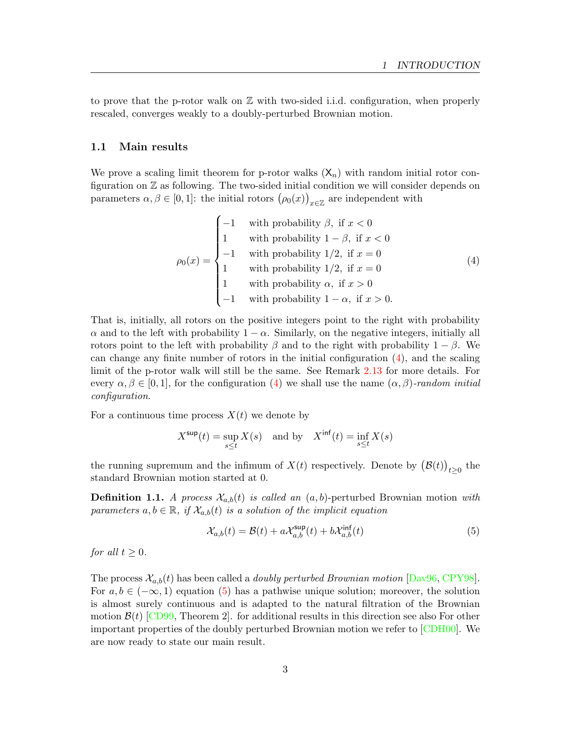to prove that the p-rotor walk on $\mathbb{Z}$ with two-sided i.i.d. configuration, when properly rescaled, converges weakly to a doubly-perturbed Brownian motion.

## 1.1 Main results

We prove a scaling limit theorem for p-rotor walks $(\mathsf{X}_n)$ with random initial rotor configuration on $\mathbb{Z}$ as following. The two-sided initial condition we will consider depends on parameters $\alpha, \beta \in [0,1]$: the initial rotors $\big(\rho_0(x)\big)_{x\in\mathbb{Z}}$ are independent with

$$\rho_0(x) = \begin{cases} -1 & \text{with probability } \beta, \text{ if } x < 0 \\ 1 & \text{with probability } 1-\beta, \text{ if } x < 0 \\ -1 & \text{with probability } 1/2, \text{ if } x = 0 \\ 1 & \text{with probability } 1/2, \text{ if } x = 0 \\ 1 & \text{with probability } \alpha, \text{ if } x > 0 \\ -1 & \text{with probability } 1-\alpha, \text{ if } x > 0. \end{cases} \tag{4}$$

That is, initially, all rotors on the positive integers point to the right with probability $\alpha$ and to the left with probability $1-\alpha$. Similarly, on the negative integers, initially all rotors point to the left with probability $\beta$ and to the right with probability $1-\beta$. We can change any finite number of rotors in the initial configuration (4), and the scaling limit of the p-rotor walk will still be the same. See Remark 2.13 for more details. For every $\alpha, \beta \in [0,1]$, for the configuration (4) we shall use the name $(\alpha,\beta)$-*random initial configuration*.

For a continuous time process $X(t)$ we denote by

$$X^{\mathsf{sup}}(t) = \sup_{s\le t} X(s) \quad \text{and by} \quad X^{\mathsf{inf}}(t) = \inf_{s\le t} X(s)$$

the running supremum and the infimum of $X(t)$ respectively. Denote by $\big(\mathcal{B}(t)\big)_{t\ge 0}$ the standard Brownian motion started at 0.

**Definition 1.1.** *A process $\mathcal{X}_{a,b}(t)$ is called an $(a,b)$-*perturbed Brownian motion *with parameters $a, b \in \mathbb{R}$, if $\mathcal{X}_{a,b}(t)$ is a solution of the implicit equation*

$$\mathcal{X}_{a,b}(t) = \mathcal{B}(t) + a\mathcal{X}^{\mathsf{sup}}_{a,b}(t) + b\mathcal{X}^{\mathsf{inf}}_{a,b}(t) \tag{5}$$

*for all $t \ge 0$.*

The process $\mathcal{X}_{a,b}(t)$ has been called a *doubly perturbed Brownian motion* [Dav96, CPY98]. For $a, b \in (-\infty, 1)$ equation (5) has a pathwise unique solution; moreover, the solution is almost surely continuous and is adapted to the natural filtration of the Brownian motion $\mathcal{B}(t)$ [CD99, Theorem 2]. for additional results in this direction see also For other important properties of the doubly perturbed Brownian motion we refer to [CDH00]. We are now ready to state our main result.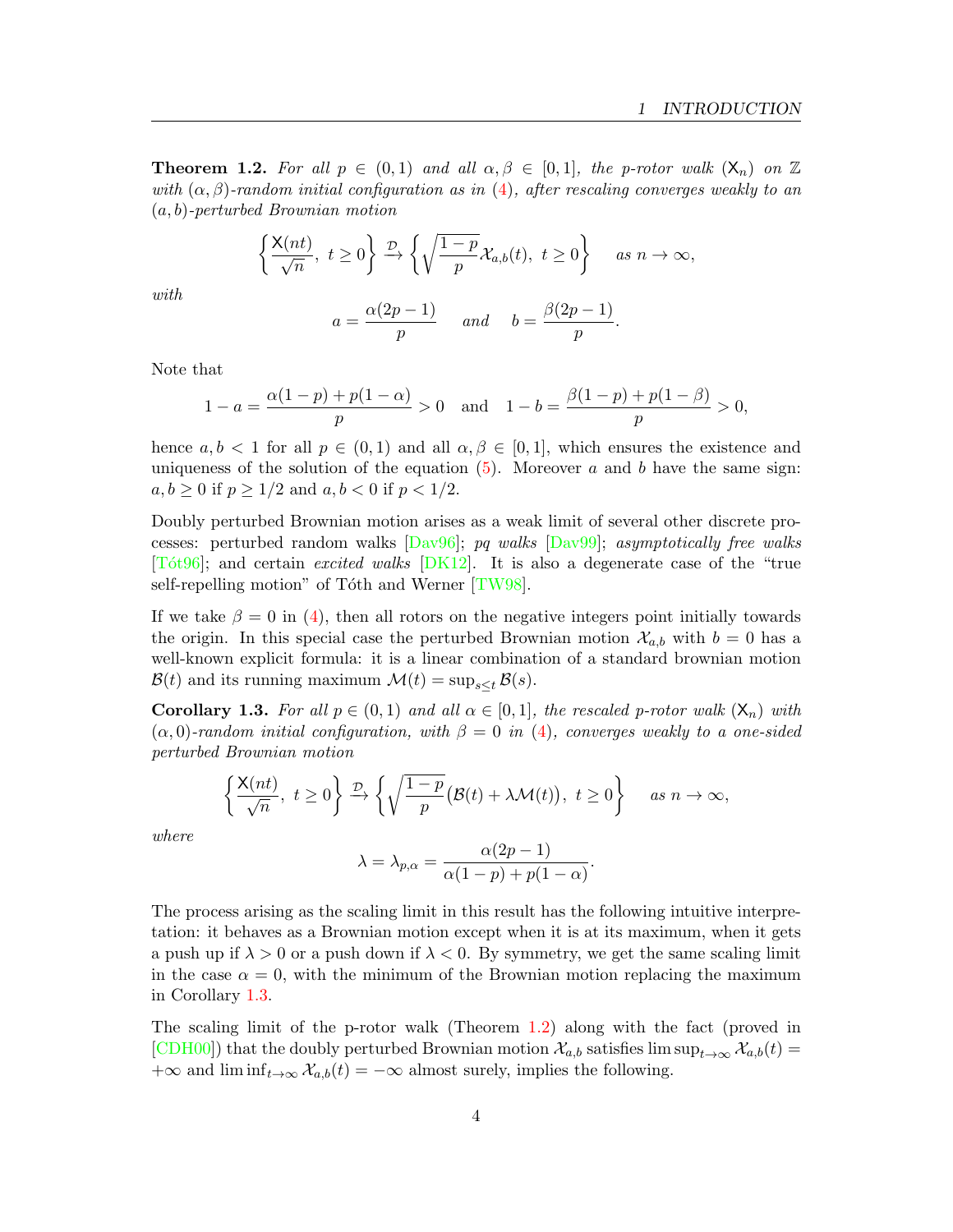**Theorem 1.2.** *For all $p \in (0,1)$ and all $\alpha, \beta \in [0,1]$, the p-rotor walk $(\mathsf{X}_n)$ on $\mathbb{Z}$ with $(\alpha,\beta)$-random initial configuration as in (4), after rescaling converges weakly to an $(a,b)$-perturbed Brownian motion*

$$\left\{ \frac{\mathsf{X}(nt)}{\sqrt{n}},\ t \geq 0 \right\} \xrightarrow{\mathcal{D}} \left\{ \sqrt{\frac{1-p}{p}}\mathcal{X}_{a,b}(t),\ t \geq 0 \right\} \quad \text{as } n \to \infty,$$

*with*

$$a = \frac{\alpha(2p-1)}{p} \quad \text{and} \quad b = \frac{\beta(2p-1)}{p}.$$

Note that

$$1 - a = \frac{\alpha(1-p) + p(1-\alpha)}{p} > 0 \quad \text{and} \quad 1 - b = \frac{\beta(1-p) + p(1-\beta)}{p} > 0,$$

hence $a, b < 1$ for all $p \in (0,1)$ and all $\alpha, \beta \in [0,1]$, which ensures the existence and uniqueness of the solution of the equation (5). Moreover $a$ and $b$ have the same sign: $a, b \geq 0$ if $p \geq 1/2$ and $a, b < 0$ if $p < 1/2$.

Doubly perturbed Brownian motion arises as a weak limit of several other discrete processes: perturbed random walks [Dav96]; *pq walks* [Dav99]; *asymptotically free walks* [Tót96]; and certain *excited walks* [DK12]. It is also a degenerate case of the "true self-repelling motion" of Tóth and Werner [TW98].

If we take $\beta = 0$ in (4), then all rotors on the negative integers point initially towards the origin. In this special case the perturbed Brownian motion $\mathcal{X}_{a,b}$ with $b = 0$ has a well-known explicit formula: it is a linear combination of a standard brownian motion $\mathcal{B}(t)$ and its running maximum $\mathcal{M}(t) = \sup_{s \leq t} \mathcal{B}(s)$.

**Corollary 1.3.** *For all $p \in (0,1)$ and all $\alpha \in [0,1]$, the rescaled p-rotor walk $(\mathsf{X}_n)$ with $(\alpha, 0)$-random initial configuration, with $\beta = 0$ in (4), converges weakly to a one-sided perturbed Brownian motion*

$$\left\{ \frac{\mathsf{X}(nt)}{\sqrt{n}},\ t \geq 0 \right\} \xrightarrow{\mathcal{D}} \left\{ \sqrt{\frac{1-p}{p}}\big(\mathcal{B}(t) + \lambda \mathcal{M}(t)\big),\ t \geq 0 \right\} \quad \text{as } n \to \infty,$$

*where*

$$\lambda = \lambda_{p,\alpha} = \frac{\alpha(2p-1)}{\alpha(1-p) + p(1-\alpha)}.$$

The process arising as the scaling limit in this result has the following intuitive interpretation: it behaves as a Brownian motion except when it is at its maximum, when it gets a push up if $\lambda > 0$ or a push down if $\lambda < 0$. By symmetry, we get the same scaling limit in the case $\alpha = 0$, with the minimum of the Brownian motion replacing the maximum in Corollary 1.3.

The scaling limit of the p-rotor walk (Theorem 1.2) along with the fact (proved in [CDH00]) that the doubly perturbed Brownian motion $\mathcal{X}_{a,b}$ satisfies $\limsup_{t \to \infty} \mathcal{X}_{a,b}(t) = +\infty$ and $\liminf_{t \to \infty} \mathcal{X}_{a,b}(t) = -\infty$ almost surely, implies the following.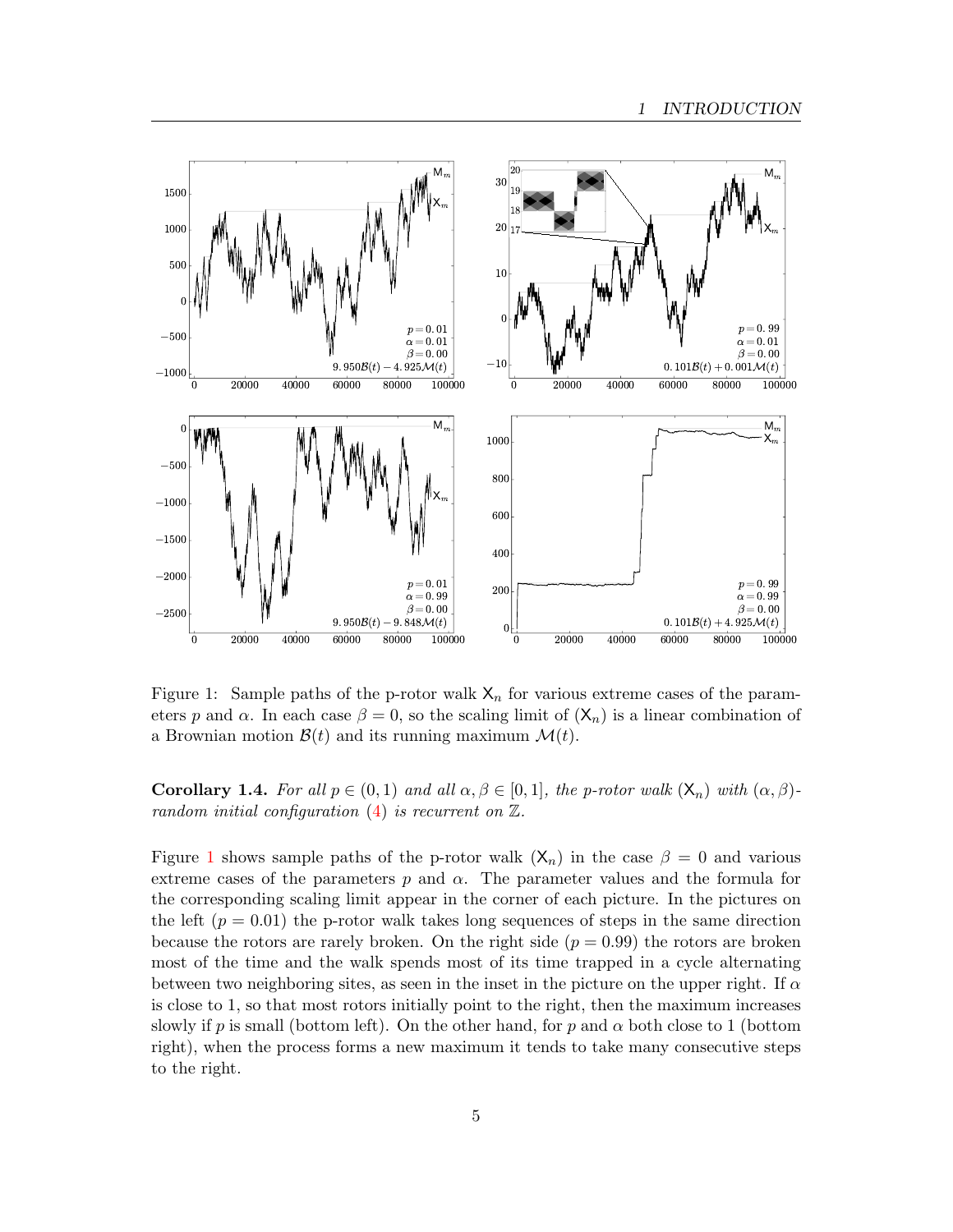Figure 1: Sample paths of the p-rotor walk $\mathsf{X}_n$ for various extreme cases of the parameters $p$ and $\alpha$. In each case $\beta = 0$, so the scaling limit of $(\mathsf{X}_n)$ is a linear combination of a Brownian motion $\mathcal{B}(t)$ and its running maximum $\mathcal{M}(t)$.

**Corollary 1.4.** *For all $p \in (0,1)$ and all $\alpha, \beta \in [0,1]$, the p-rotor walk $(\mathsf{X}_n)$ with $(\alpha,\beta)$-random initial configuration (4) is recurrent on $\mathbb{Z}$.*

Figure 1 shows sample paths of the p-rotor walk $(\mathsf{X}_n)$ in the case $\beta = 0$ and various extreme cases of the parameters $p$ and $\alpha$. The parameter values and the formula for the corresponding scaling limit appear in the corner of each picture. In the pictures on the left ($p = 0.01$) the p-rotor walk takes long sequences of steps in the same direction because the rotors are rarely broken. On the right side ($p = 0.99$) the rotors are broken most of the time and the walk spends most of its time trapped in a cycle alternating between two neighboring sites, as seen in the inset in the picture on the upper right. If $\alpha$ is close to 1, so that most rotors initially point to the right, then the maximum increases slowly if $p$ is small (bottom left). On the other hand, for $p$ and $\alpha$ both close to 1 (bottom right), when the process forms a new maximum it tends to take many consecutive steps to the right.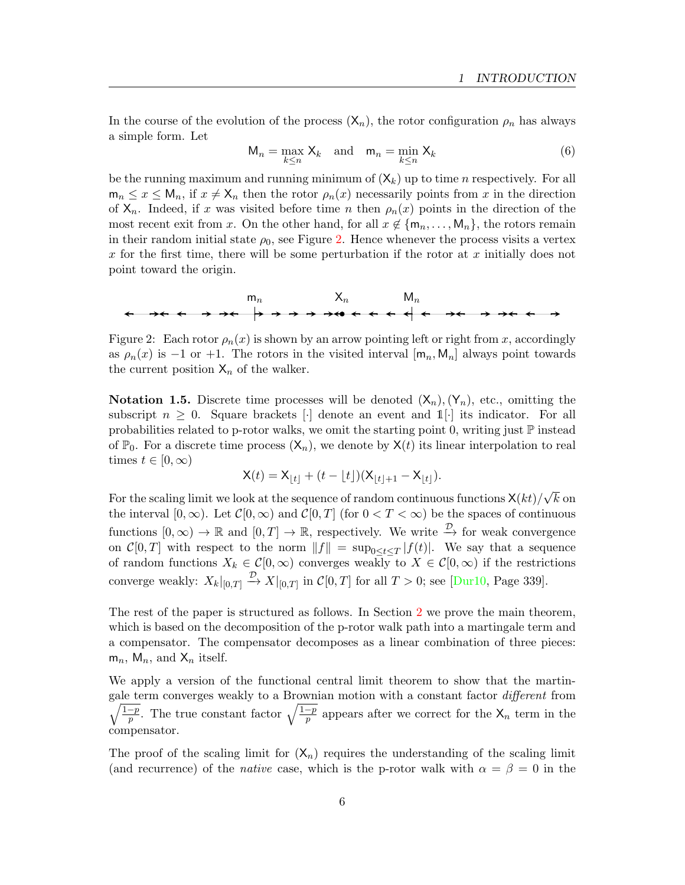In the course of the evolution of the process $(\mathsf{X}_n)$, the rotor configuration $\rho_n$ has always a simple form. Let

$$\mathsf{M}_n = \max_{k \le n} \mathsf{X}_k \quad \text{and} \quad \mathsf{m}_n = \min_{k \le n} \mathsf{X}_k \tag{6}$$

be the running maximum and running minimum of $(\mathsf{X}_k)$ up to time $n$ respectively. For all $\mathsf{m}_n \le x \le \mathsf{M}_n$, if $x \ne \mathsf{X}_n$ then the rotor $\rho_n(x)$ necessarily points from $x$ in the direction of $\mathsf{X}_n$. Indeed, if $x$ was visited before time $n$ then $\rho_n(x)$ points in the direction of the most recent exit from $x$. On the other hand, for all $x \notin \{\mathsf{m}_n, \dots, \mathsf{M}_n\}$, the rotors remain in their random initial state $\rho_0$, see Figure 2. Hence whenever the process visits a vertex $x$ for the first time, there will be some perturbation if the rotor at $x$ initially does not point toward the origin.

Figure 2: Each rotor $\rho_n(x)$ is shown by an arrow pointing left or right from $x$, accordingly as $\rho_n(x)$ is $-1$ or $+1$. The rotors in the visited interval $[\mathsf{m}_n, \mathsf{M}_n]$ always point towards the current position $\mathsf{X}_n$ of the walker.

**Notation 1.5.** Discrete time processes will be denoted $(\mathsf{X}_n), (\mathsf{Y}_n)$, etc., omitting the subscript $n \ge 0$. Square brackets $[\cdot]$ denote an event and $\mathbb{1}[\cdot]$ its indicator. For all probabilities related to p-rotor walks, we omit the starting point 0, writing just $\mathbb{P}$ instead of $\mathbb{P}_0$. For a discrete time process $(\mathsf{X}_n)$, we denote by $\mathsf{X}(t)$ its linear interpolation to real times $t \in [0, \infty)$

$$\mathsf{X}(t) = \mathsf{X}_{\lfloor t \rfloor} + (t - \lfloor t \rfloor)(\mathsf{X}_{\lfloor t \rfloor + 1} - \mathsf{X}_{\lfloor t \rfloor}).$$

For the scaling limit we look at the sequence of random continuous functions $\mathsf{X}(kt)/\sqrt{k}$ on the interval $[0, \infty)$. Let $\mathcal{C}[0, \infty)$ and $\mathcal{C}[0, T]$ (for $0 < T < \infty$) be the spaces of continuous functions $[0, \infty) \to \mathbb{R}$ and $[0, T] \to \mathbb{R}$, respectively. We write $\xrightarrow{\mathcal{D}}$ for weak convergence on $\mathcal{C}[0, T]$ with respect to the norm $\|f\| = \sup_{0 \le t \le T} |f(t)|$. We say that a sequence of random functions $X_k \in \mathcal{C}[0, \infty)$ converges weakly to $X \in \mathcal{C}[0, \infty)$ if the restrictions converge weakly: $X_k|_{[0,T]} \xrightarrow{\mathcal{D}} X|_{[0,T]}$ in $\mathcal{C}[0, T]$ for all $T > 0$; see [Dur10, Page 339].

The rest of the paper is structured as follows. In Section 2 we prove the main theorem, which is based on the decomposition of the p-rotor walk path into a martingale term and a compensator. The compensator decomposes as a linear combination of three pieces: $\mathsf{m}_n$, $\mathsf{M}_n$, and $\mathsf{X}_n$ itself.

We apply a version of the functional central limit theorem to show that the martingale term converges weakly to a Brownian motion with a constant factor *different* from $\sqrt{\frac{1-p}{p}}$. The true constant factor $\sqrt{\frac{1-p}{p}}$ appears after we correct for the $\mathsf{X}_n$ term in the compensator.

The proof of the scaling limit for $(\mathsf{X}_n)$ requires the understanding of the scaling limit (and recurrence) of the *native* case, which is the p-rotor walk with $\alpha = \beta = 0$ in the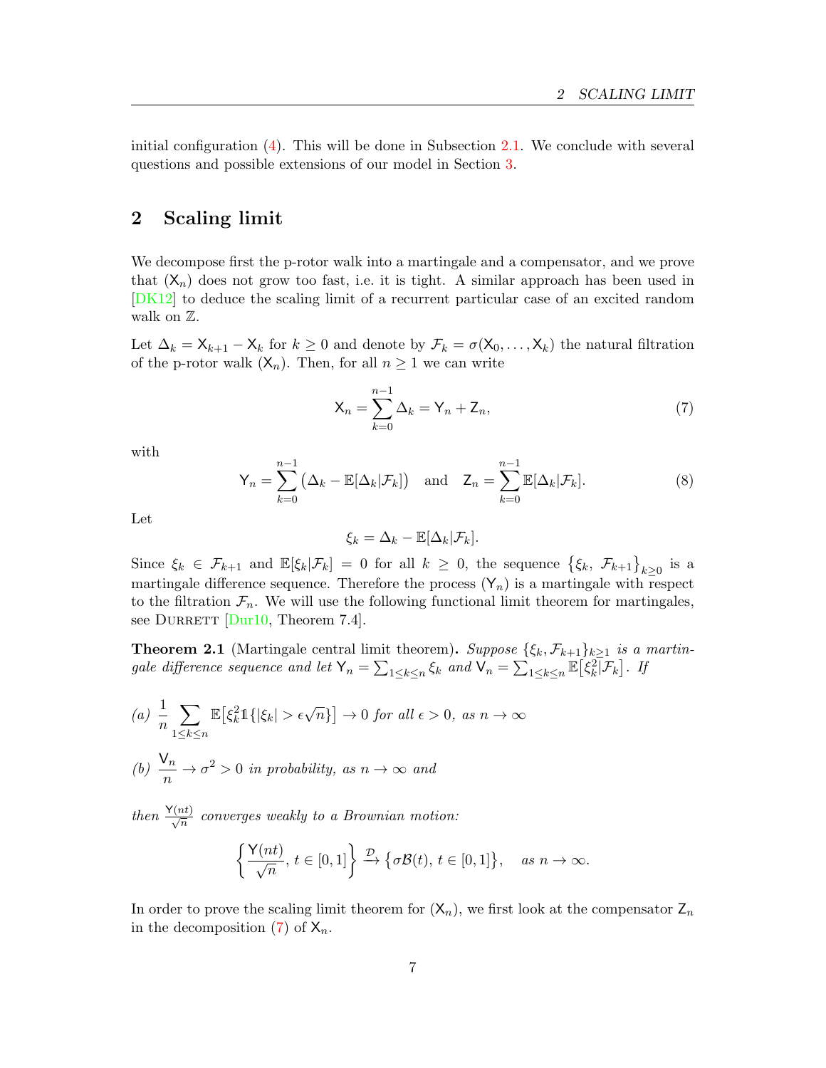initial configuration (4). This will be done in Subsection 2.1. We conclude with several questions and possible extensions of our model in Section 3.

## 2 Scaling limit

We decompose first the p-rotor walk into a martingale and a compensator, and we prove that $(\mathsf{X}_n)$ does not grow too fast, i.e. it is tight. A similar approach has been used in [DK12] to deduce the scaling limit of a recurrent particular case of an excited random walk on $\mathbb{Z}$.

Let $\Delta_k = \mathsf{X}_{k+1} - \mathsf{X}_k$ for $k \geq 0$ and denote by $\mathcal{F}_k = \sigma(\mathsf{X}_0, \dots, \mathsf{X}_k)$ the natural filtration of the p-rotor walk $(\mathsf{X}_n)$. Then, for all $n \geq 1$ we can write

$$\mathsf{X}_n = \sum_{k=0}^{n-1} \Delta_k = \mathsf{Y}_n + \mathsf{Z}_n, \tag{7}$$

with

$$\mathsf{Y}_n = \sum_{k=0}^{n-1} \big( \Delta_k - \mathbb{E}[\Delta_k | \mathcal{F}_k] \big) \quad \text{and} \quad \mathsf{Z}_n = \sum_{k=0}^{n-1} \mathbb{E}[\Delta_k | \mathcal{F}_k]. \tag{8}$$

Let

$$\xi_k = \Delta_k - \mathbb{E}[\Delta_k | \mathcal{F}_k].$$

Since $\xi_k \in \mathcal{F}_{k+1}$ and $\mathbb{E}[\xi_k | \mathcal{F}_k] = 0$ for all $k \geq 0$, the sequence $\big\{\xi_k,\ \mathcal{F}_{k+1}\big\}_{k\geq 0}$ is a martingale difference sequence. Therefore the process $(\mathsf{Y}_n)$ is a martingale with respect to the filtration $\mathcal{F}_n$. We will use the following functional limit theorem for martingales, see Durrett [Dur10, Theorem 7.4].

**Theorem 2.1** (Martingale central limit theorem)**.** *Suppose* $\{\xi_k, \mathcal{F}_{k+1}\}_{k\geq 1}$ *is a martingale difference sequence and let* $\mathsf{Y}_n = \sum_{1\leq k \leq n} \xi_k$ *and* $\mathsf{V}_n = \sum_{1 \leq k \leq n} \mathbb{E}\big[\xi_k^2 | \mathcal{F}_k\big]$. *If*

*(a)* $\displaystyle \frac{1}{n} \sum_{1 \leq k \leq n} \mathbb{E}\big[\xi_k^2 \mathbb{1}\{|\xi_k| > \epsilon \sqrt{n}\}\big] \to 0$ *for all* $\epsilon > 0$*, as* $n \to \infty$

*(b)* $\displaystyle \frac{\mathsf{V}_n}{n} \to \sigma^2 > 0$ *in probability, as* $n \to \infty$ *and*

*then* $\frac{\mathsf{Y}(nt)}{\sqrt{n}}$ *converges weakly to a Brownian motion:*

$$\left\{ \frac{\mathsf{Y}(nt)}{\sqrt{n}},\, t \in [0,1] \right\} \xrightarrow{\mathcal{D}} \big\{ \sigma \mathcal{B}(t),\, t \in [0,1] \big\}, \quad \text{as } n \to \infty.$$

In order to prove the scaling limit theorem for $(\mathsf{X}_n)$, we first look at the compensator $\mathsf{Z}_n$ in the decomposition (7) of $\mathsf{X}_n$.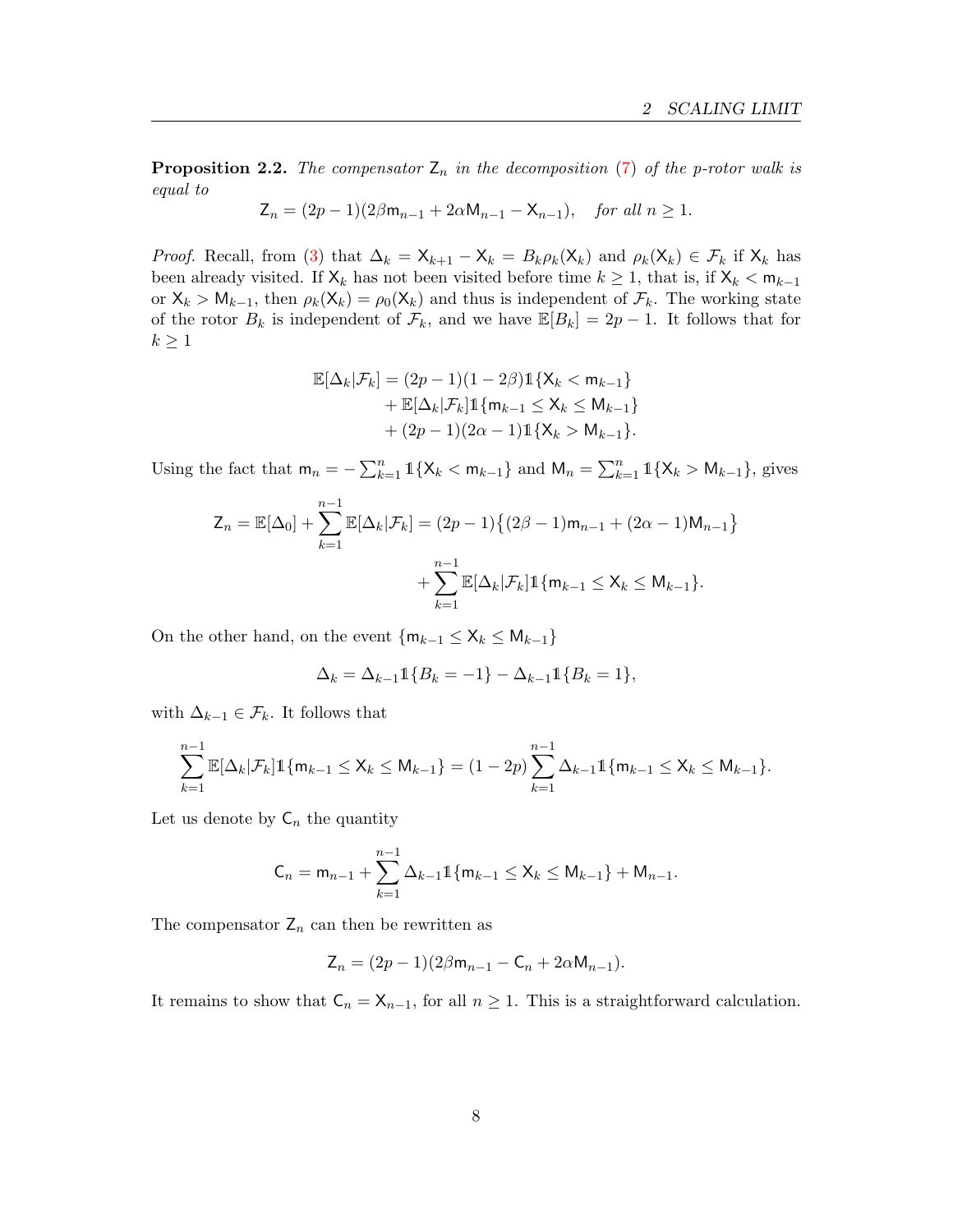**Proposition 2.2.** *The compensator $\mathsf{Z}_n$ in the decomposition (7) of the p-rotor walk is equal to*

$$\mathsf{Z}_n = (2p-1)(2\beta\mathsf{m}_{n-1} + 2\alpha\mathsf{M}_{n-1} - \mathsf{X}_{n-1}), \quad \text{for all } n \geq 1.$$

*Proof.* Recall, from (3) that $\Delta_k = \mathsf{X}_{k+1} - \mathsf{X}_k = B_k\rho_k(\mathsf{X}_k)$ and $\rho_k(\mathsf{X}_k) \in \mathcal{F}_k$ if $\mathsf{X}_k$ has been already visited. If $\mathsf{X}_k$ has not been visited before time $k \geq 1$, that is, if $\mathsf{X}_k < \mathsf{m}_{k-1}$ or $\mathsf{X}_k > \mathsf{M}_{k-1}$, then $\rho_k(\mathsf{X}_k) = \rho_0(\mathsf{X}_k)$ and thus is independent of $\mathcal{F}_k$. The working state of the rotor $B_k$ is independent of $\mathcal{F}_k$, and we have $\mathbb{E}[B_k] = 2p-1$. It follows that for $k \geq 1$

$$\begin{aligned}
\mathbb{E}[\Delta_k|\mathcal{F}_k] = (2p-1)&(1-2\beta)\mathbb{1}\{\mathsf{X}_k < \mathsf{m}_{k-1}\} \\
&+ \mathbb{E}[\Delta_k|\mathcal{F}_k]\mathbb{1}\{\mathsf{m}_{k-1} \leq \mathsf{X}_k \leq \mathsf{M}_{k-1}\} \\
&+ (2p-1)(2\alpha-1)\mathbb{1}\{\mathsf{X}_k > \mathsf{M}_{k-1}\}.
\end{aligned}$$

Using the fact that $\mathsf{m}_n = -\sum_{k=1}^{n}\mathbb{1}\{\mathsf{X}_k < \mathsf{m}_{k-1}\}$ and $\mathsf{M}_n = \sum_{k=1}^{n}\mathbb{1}\{\mathsf{X}_k > \mathsf{M}_{k-1}\}$, gives

$$\begin{aligned}
\mathsf{Z}_n = \mathbb{E}[\Delta_0] + \sum_{k=1}^{n-1}\mathbb{E}[\Delta_k|\mathcal{F}_k] &= (2p-1)\big\{(2\beta-1)\mathsf{m}_{n-1} + (2\alpha-1)\mathsf{M}_{n-1}\big\} \\
&\quad + \sum_{k=1}^{n-1}\mathbb{E}[\Delta_k|\mathcal{F}_k]\mathbb{1}\{\mathsf{m}_{k-1} \leq \mathsf{X}_k \leq \mathsf{M}_{k-1}\}.
\end{aligned}$$

On the other hand, on the event $\{\mathsf{m}_{k-1} \leq \mathsf{X}_k \leq \mathsf{M}_{k-1}\}$

$$\Delta_k = \Delta_{k-1}\mathbb{1}\{B_k = -1\} - \Delta_{k-1}\mathbb{1}\{B_k = 1\},$$

with $\Delta_{k-1} \in \mathcal{F}_k$. It follows that

$$\sum_{k=1}^{n-1}\mathbb{E}[\Delta_k|\mathcal{F}_k]\mathbb{1}\{\mathsf{m}_{k-1} \leq \mathsf{X}_k \leq \mathsf{M}_{k-1}\} = (1-2p)\sum_{k=1}^{n-1}\Delta_{k-1}\mathbb{1}\{\mathsf{m}_{k-1} \leq \mathsf{X}_k \leq \mathsf{M}_{k-1}\}.$$

Let us denote by $\mathsf{C}_n$ the quantity

$$\mathsf{C}_n = \mathsf{m}_{n-1} + \sum_{k=1}^{n-1}\Delta_{k-1}\mathbb{1}\{\mathsf{m}_{k-1} \leq \mathsf{X}_k \leq \mathsf{M}_{k-1}\} + \mathsf{M}_{n-1}.$$

The compensator $\mathsf{Z}_n$ can then be rewritten as

$$\mathsf{Z}_n = (2p-1)(2\beta\mathsf{m}_{n-1} - \mathsf{C}_n + 2\alpha\mathsf{M}_{n-1}).$$

It remains to show that $\mathsf{C}_n = \mathsf{X}_{n-1}$, for all $n \geq 1$. This is a straightforward calculation.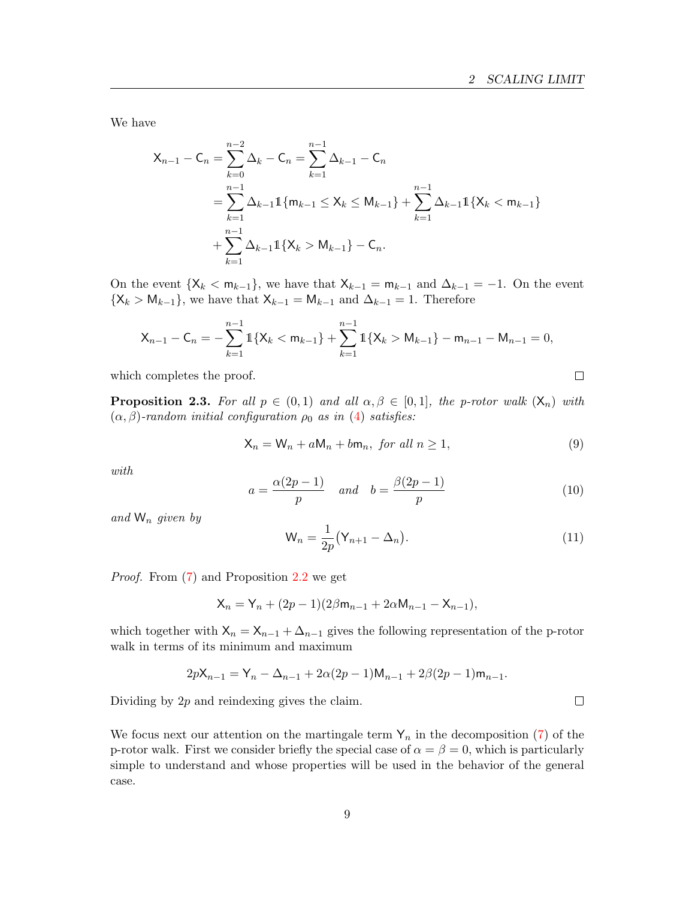We have

$$
\begin{aligned}
\mathsf{X}_{n-1} - \mathsf{C}_n &= \sum_{k=0}^{n-2} \Delta_k - \mathsf{C}_n = \sum_{k=1}^{n-1} \Delta_{k-1} - \mathsf{C}_n \\
&= \sum_{k=1}^{n-1} \Delta_{k-1} \mathbb{1}\{\mathsf{m}_{k-1} \le \mathsf{X}_k \le \mathsf{M}_{k-1}\} + \sum_{k=1}^{n-1} \Delta_{k-1} \mathbb{1}\{\mathsf{X}_k < \mathsf{m}_{k-1}\} \\
&\quad + \sum_{k=1}^{n-1} \Delta_{k-1} \mathbb{1}\{\mathsf{X}_k > \mathsf{M}_{k-1}\} - \mathsf{C}_n.
\end{aligned}
$$

On the event $\{\mathsf{X}_k < \mathsf{m}_{k-1}\}$, we have that $\mathsf{X}_{k-1} = \mathsf{m}_{k-1}$ and $\Delta_{k-1} = -1$. On the event $\{\mathsf{X}_k > \mathsf{M}_{k-1}\}$, we have that $\mathsf{X}_{k-1} = \mathsf{M}_{k-1}$ and $\Delta_{k-1} = 1$. Therefore

$$
\mathsf{X}_{n-1} - \mathsf{C}_n = -\sum_{k=1}^{n-1} \mathbb{1}\{\mathsf{X}_k < \mathsf{m}_{k-1}\} + \sum_{k=1}^{n-1} \mathbb{1}\{\mathsf{X}_k > \mathsf{M}_{k-1}\} - \mathsf{m}_{n-1} - \mathsf{M}_{n-1} = 0,
$$

which completes the proof. $\square$

**Proposition 2.3.** *For all $p \in (0,1)$ and all $\alpha, \beta \in [0,1]$, the p-rotor walk $(\mathsf{X}_n)$ with $(\alpha,\beta)$-random initial configuration $\rho_0$ as in (4) satisfies:*

$$
\mathsf{X}_n = \mathsf{W}_n + a\mathsf{M}_n + b\mathsf{m}_n, \text{ for all } n \ge 1, \tag{9}
$$

*with*

$$
a = \frac{\alpha(2p-1)}{p} \quad \text{and} \quad b = \frac{\beta(2p-1)}{p} \tag{10}
$$

*and $\mathsf{W}_n$ given by*

$$
\mathsf{W}_n = \frac{1}{2p}\big(\mathsf{Y}_{n+1} - \Delta_n\big). \tag{11}
$$

*Proof.* From (7) and Proposition 2.2 we get

$$
\mathsf{X}_n = \mathsf{Y}_n + (2p-1)(2\beta \mathsf{m}_{n-1} + 2\alpha \mathsf{M}_{n-1} - \mathsf{X}_{n-1}),
$$

which together with $\mathsf{X}_n = \mathsf{X}_{n-1} + \Delta_{n-1}$ gives the following representation of the p-rotor walk in terms of its minimum and maximum

$$
2p\mathsf{X}_{n-1} = \mathsf{Y}_n - \Delta_{n-1} + 2\alpha(2p-1)\mathsf{M}_{n-1} + 2\beta(2p-1)\mathsf{m}_{n-1}.
$$

Dividing by $2p$ and reindexing gives the claim. $\square$

We focus next our attention on the martingale term $\mathsf{Y}_n$ in the decomposition (7) of the p-rotor walk. First we consider briefly the special case of $\alpha = \beta = 0$, which is particularly simple to understand and whose properties will be used in the behavior of the general case.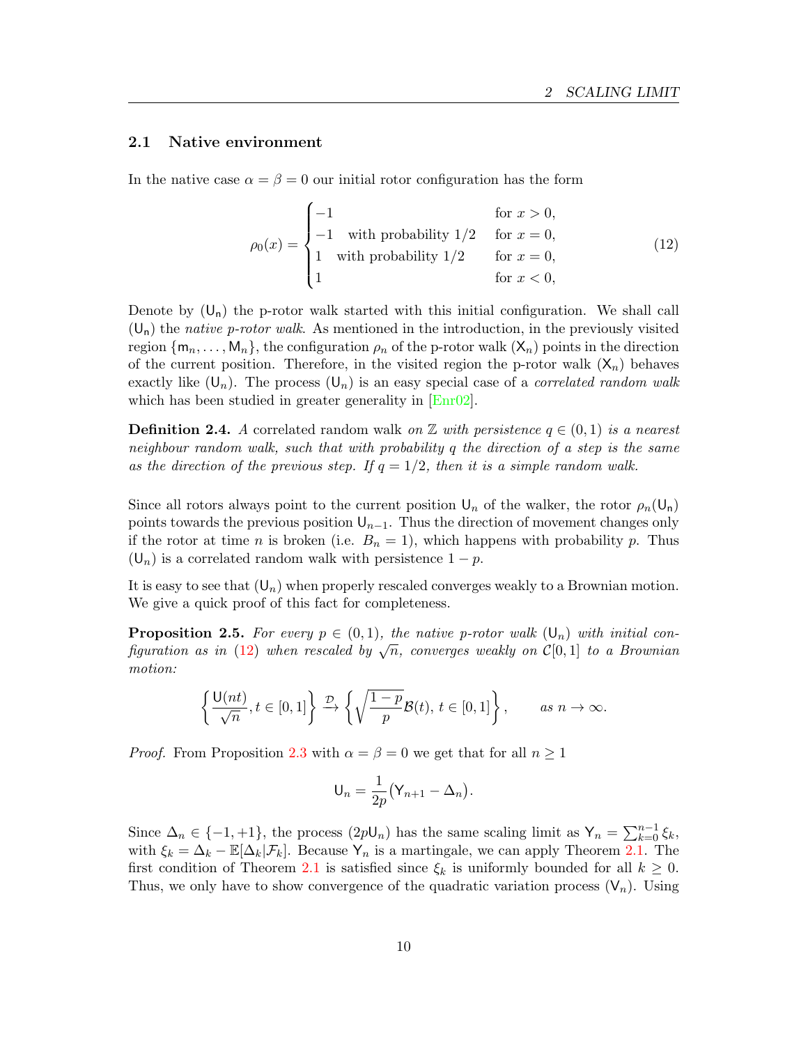### 2.1 Native environment

In the native case $\alpha = \beta = 0$ our initial rotor configuration has the form

$$\rho_0(x) = \begin{cases} -1 & \text{for } x > 0, \\ -1 \quad \text{with probability } 1/2 & \text{for } x = 0, \\ 1 \quad \text{with probability } 1/2 & \text{for } x = 0, \\ 1 & \text{for } x < 0, \end{cases} \tag{12}$$

Denote by $(\mathsf{U_n})$ the p-rotor walk started with this initial configuration. We shall call $(\mathsf{U_n})$ the *native p-rotor walk*. As mentioned in the introduction, in the previously visited region $\{\mathsf{m}_n, \ldots, \mathsf{M}_n\}$, the configuration $\rho_n$ of the p-rotor walk $(\mathsf{X}_n)$ points in the direction of the current position. Therefore, in the visited region the p-rotor walk $(\mathsf{X}_n)$ behaves exactly like $(\mathsf{U}_n)$. The process $(\mathsf{U}_n)$ is an easy special case of a *correlated random walk* which has been studied in greater generality in [Enr02].

**Definition 2.4.** *A* correlated random walk *on $\mathbb{Z}$ with persistence $q \in (0,1)$ is a nearest neighbour random walk, such that with probability $q$ the direction of a step is the same as the direction of the previous step. If $q = 1/2$, then it is a simple random walk.*

Since all rotors always point to the current position $\mathsf{U}_n$ of the walker, the rotor $\rho_n(\mathsf{U_n})$ points towards the previous position $\mathsf{U}_{n-1}$. Thus the direction of movement changes only if the rotor at time $n$ is broken (i.e. $B_n = 1$), which happens with probability $p$. Thus $(\mathsf{U}_n)$ is a correlated random walk with persistence $1 - p$.

It is easy to see that $(\mathsf{U}_n)$ when properly rescaled converges weakly to a Brownian motion. We give a quick proof of this fact for completeness.

**Proposition 2.5.** *For every $p \in (0,1)$, the native p-rotor walk $(\mathsf{U}_n)$ with initial configuration as in (12) when rescaled by $\sqrt{n}$, converges weakly on $\mathcal{C}[0,1]$ to a Brownian motion:*

$$\left\{ \frac{\mathsf{U}(nt)}{\sqrt{n}}, t \in [0,1] \right\} \xrightarrow{\mathcal{D}} \left\{ \sqrt{\frac{1-p}{p}} \mathcal{B}(t), \, t \in [0,1] \right\}, \qquad \text{as } n \to \infty.$$

*Proof.* From Proposition 2.3 with $\alpha = \beta = 0$ we get that for all $n \geq 1$

$$\mathsf{U}_n = \frac{1}{2p}\big(\mathsf{Y}_{n+1} - \Delta_n\big).$$

Since $\Delta_n \in \{-1, +1\}$, the process $(2p\mathsf{U}_n)$ has the same scaling limit as $\mathsf{Y}_n = \sum_{k=0}^{n-1} \xi_k$, with $\xi_k = \Delta_k - \mathbb{E}[\Delta_k | \mathcal{F}_k]$. Because $\mathsf{Y}_n$ is a martingale, we can apply Theorem 2.1. The first condition of Theorem 2.1 is satisfied since $\xi_k$ is uniformly bounded for all $k \geq 0$. Thus, we only have to show convergence of the quadratic variation process $(\mathsf{V}_n)$. Using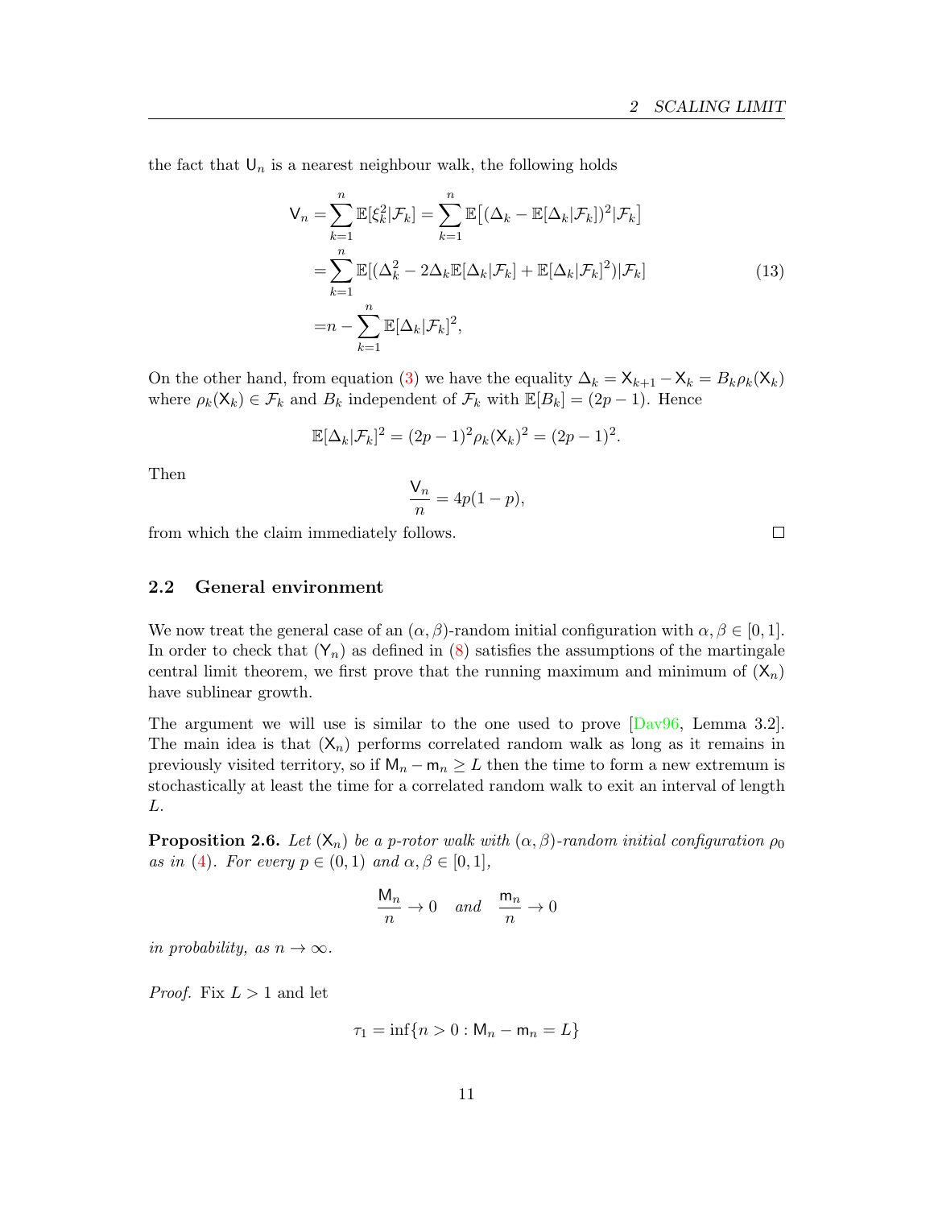the fact that $\mathsf{U}_n$ is a nearest neighbour walk, the following holds

$$
\begin{aligned}
\mathsf{V}_n =& \sum_{k=1}^{n} \mathbb{E}[\xi_k^2|\mathcal{F}_k] = \sum_{k=1}^{n} \mathbb{E}\big[(\Delta_k - \mathbb{E}[\Delta_k|\mathcal{F}_k])^2|\mathcal{F}_k\big] \\
=& \sum_{k=1}^{n} \mathbb{E}[(\Delta_k^2 - 2\Delta_k \mathbb{E}[\Delta_k|\mathcal{F}_k] + \mathbb{E}[\Delta_k|\mathcal{F}_k]^2)|\mathcal{F}_k] \\
=& n - \sum_{k=1}^{n} \mathbb{E}[\Delta_k|\mathcal{F}_k]^2,
\end{aligned}
\tag{13}
$$

On the other hand, from equation (3) we have the equality $\Delta_k = \mathsf{X}_{k+1} - \mathsf{X}_k = B_k \rho_k(\mathsf{X}_k)$ where $\rho_k(\mathsf{X}_k) \in \mathcal{F}_k$ and $B_k$ independent of $\mathcal{F}_k$ with $\mathbb{E}[B_k] = (2p-1)$. Hence

$$
\mathbb{E}[\Delta_k|\mathcal{F}_k]^2 = (2p-1)^2 \rho_k(\mathsf{X}_k)^2 = (2p-1)^2.
$$

Then

$$
\frac{\mathsf{V}_n}{n} = 4p(1-p),
$$

from which the claim immediately follows. □

### 2.2 General environment

We now treat the general case of an $(\alpha, \beta)$-random initial configuration with $\alpha, \beta \in [0, 1]$. In order to check that $(\mathsf{Y}_n)$ as defined in (8) satisfies the assumptions of the martingale central limit theorem, we first prove that the running maximum and minimum of $(\mathsf{X}_n)$ have sublinear growth.

The argument we will use is similar to the one used to prove [Dav96, Lemma 3.2]. The main idea is that $(\mathsf{X}_n)$ performs correlated random walk as long as it remains in previously visited territory, so if $\mathsf{M}_n - \mathsf{m}_n \geq L$ then the time to form a new extremum is stochastically at least the time for a correlated random walk to exit an interval of length $L$.

**Proposition 2.6.** *Let $(\mathsf{X}_n)$ be a $p$-rotor walk with $(\alpha, \beta)$-random initial configuration $\rho_0$ as in (4). For every $p \in (0, 1)$ and $\alpha, \beta \in [0, 1]$,*

$$
\frac{\mathsf{M}_n}{n} \to 0 \quad \text{and} \quad \frac{\mathsf{m}_n}{n} \to 0
$$

*in probability, as $n \to \infty$.*

*Proof.* Fix $L > 1$ and let

$$
\tau_1 = \inf\{n > 0 : \mathsf{M}_n - \mathsf{m}_n = L\}
$$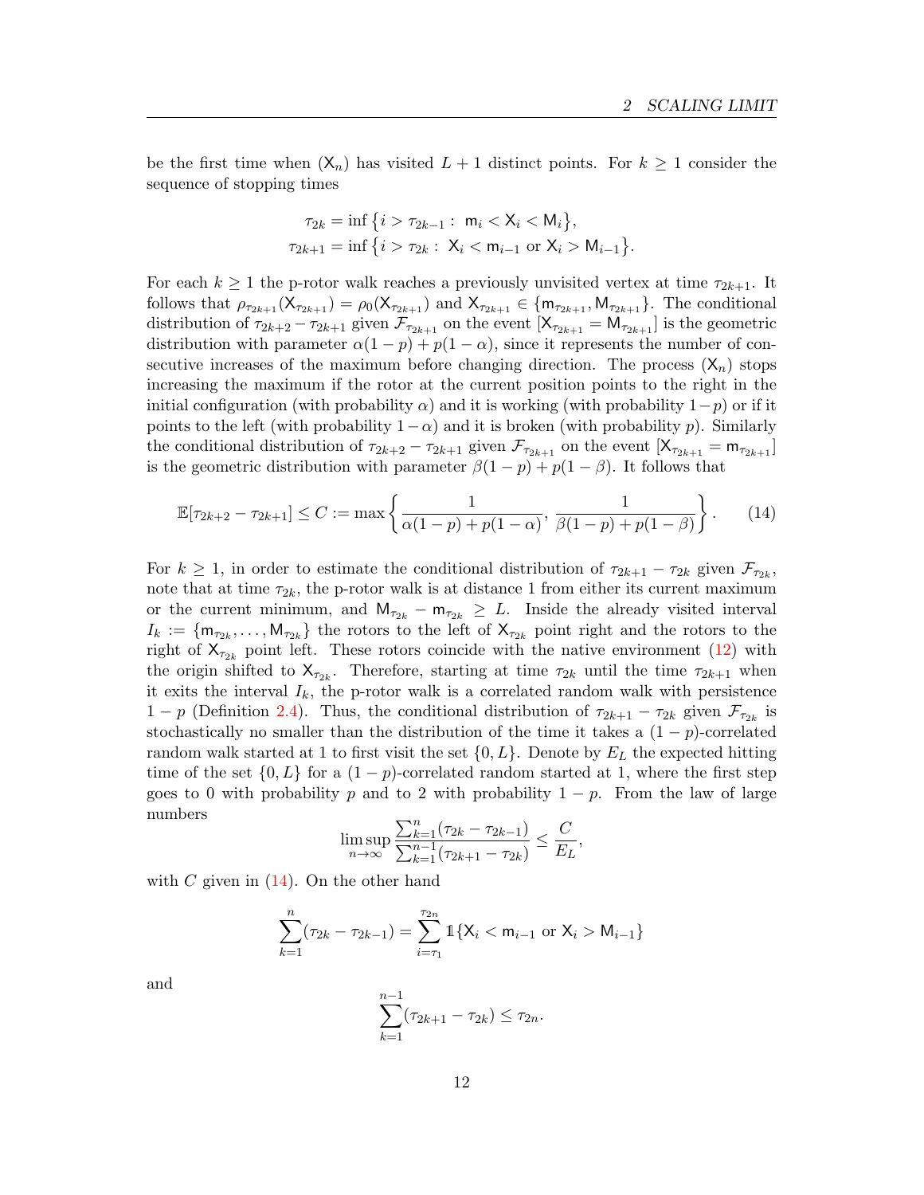be the first time when $(\mathsf{X}_n)$ has visited $L+1$ distinct points. For $k \geq 1$ consider the sequence of stopping times

$$\tau_{2k} = \inf\{i > \tau_{2k-1} : \ \mathsf{m}_i < \mathsf{X}_i < \mathsf{M}_i\},$$
$$\tau_{2k+1} = \inf\{i > \tau_{2k} : \ \mathsf{X}_i < \mathsf{m}_{i-1} \text{ or } \mathsf{X}_i > \mathsf{M}_{i-1}\}.$$

For each $k \geq 1$ the p-rotor walk reaches a previously unvisited vertex at time $\tau_{2k+1}$. It follows that $\rho_{\tau_{2k+1}}(\mathsf{X}_{\tau_{2k+1}}) = \rho_0(\mathsf{X}_{\tau_{2k+1}})$ and $\mathsf{X}_{\tau_{2k+1}} \in \{\mathsf{m}_{\tau_{2k+1}}, \mathsf{M}_{\tau_{2k+1}}\}$. The conditional distribution of $\tau_{2k+2} - \tau_{2k+1}$ given $\mathcal{F}_{\tau_{2k+1}}$ on the event $[\mathsf{X}_{\tau_{2k+1}} = \mathsf{M}_{\tau_{2k+1}}]$ is the geometric distribution with parameter $\alpha(1-p) + p(1-\alpha)$, since it represents the number of consecutive increases of the maximum before changing direction. The process $(\mathsf{X}_n)$ stops increasing the maximum if the rotor at the current position points to the right in the initial configuration (with probability $\alpha$) and it is working (with probability $1-p$) or if it points to the left (with probability $1-\alpha$) and it is broken (with probability $p$). Similarly the conditional distribution of $\tau_{2k+2} - \tau_{2k+1}$ given $\mathcal{F}_{\tau_{2k+1}}$ on the event $[\mathsf{X}_{\tau_{2k+1}} = \mathsf{m}_{\tau_{2k+1}}]$ is the geometric distribution with parameter $\beta(1-p) + p(1-\beta)$. It follows that

$$\mathbb{E}[\tau_{2k+2} - \tau_{2k+1}] \leq C := \max\left\{\frac{1}{\alpha(1-p) + p(1-\alpha)}, \frac{1}{\beta(1-p) + p(1-\beta)}\right\}. \tag{14}$$

For $k \geq 1$, in order to estimate the conditional distribution of $\tau_{2k+1} - \tau_{2k}$ given $\mathcal{F}_{\tau_{2k}}$, note that at time $\tau_{2k}$, the p-rotor walk is at distance 1 from either its current maximum or the current minimum, and $\mathsf{M}_{\tau_{2k}} - \mathsf{m}_{\tau_{2k}} \geq L$. Inside the already visited interval $I_k := \{\mathsf{m}_{\tau_{2k}}, \ldots, \mathsf{M}_{\tau_{2k}}\}$ the rotors to the left of $\mathsf{X}_{\tau_{2k}}$ point right and the rotors to the right of $\mathsf{X}_{\tau_{2k}}$ point left. These rotors coincide with the native environment (12) with the origin shifted to $\mathsf{X}_{\tau_{2k}}$. Therefore, starting at time $\tau_{2k}$ until the time $\tau_{2k+1}$ when it exits the interval $I_k$, the p-rotor walk is a correlated random walk with persistence $1-p$ (Definition 2.4). Thus, the conditional distribution of $\tau_{2k+1} - \tau_{2k}$ given $\mathcal{F}_{\tau_{2k}}$ is stochastically no smaller than the distribution of the time it takes a $(1-p)$-correlated random walk started at 1 to first visit the set $\{0, L\}$. Denote by $E_L$ the expected hitting time of the set $\{0, L\}$ for a $(1-p)$-correlated random started at 1, where the first step goes to 0 with probability $p$ and to 2 with probability $1-p$. From the law of large numbers

$$\limsup_{n\to\infty} \frac{\sum_{k=1}^{n}(\tau_{2k} - \tau_{2k-1})}{\sum_{k=1}^{n-1}(\tau_{2k+1} - \tau_{2k})} \leq \frac{C}{E_L},$$

with $C$ given in (14). On the other hand

$$\sum_{k=1}^{n}(\tau_{2k} - \tau_{2k-1}) = \sum_{i=\tau_1}^{\tau_{2n}} \mathbb{1}\{\mathsf{X}_i < \mathsf{m}_{i-1} \text{ or } \mathsf{X}_i > \mathsf{M}_{i-1}\}$$

and

$$\sum_{k=1}^{n-1}(\tau_{2k+1} - \tau_{2k}) \leq \tau_{2n}.$$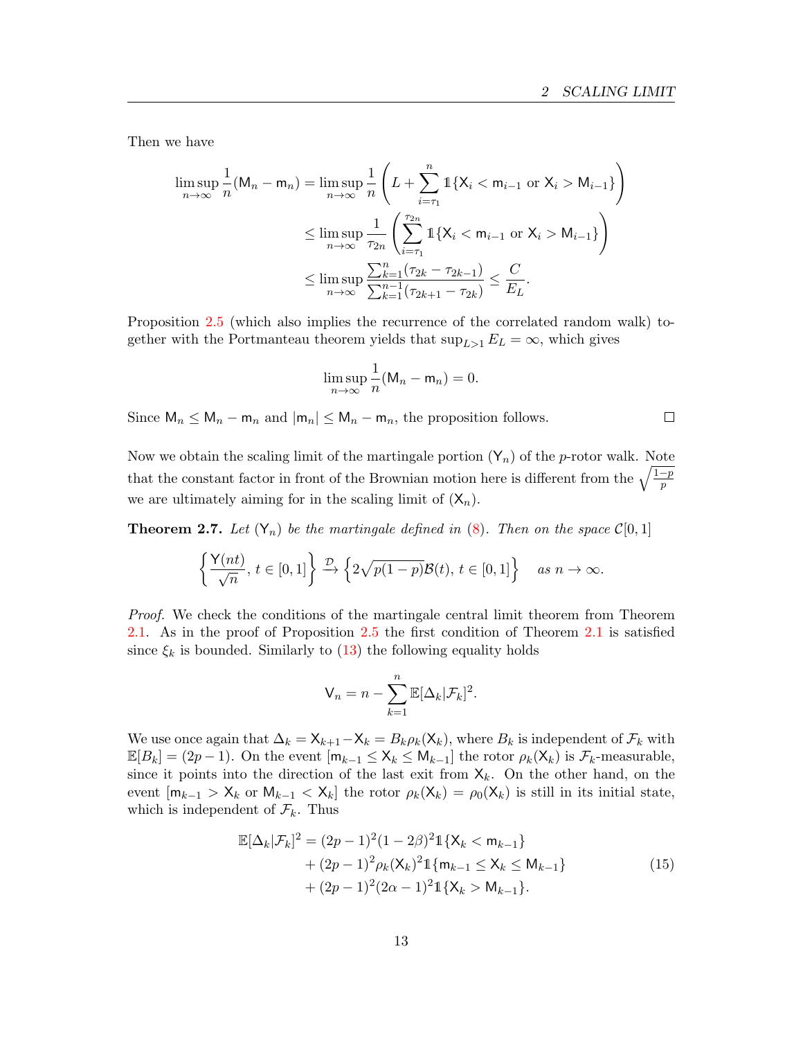Then we have

$$\begin{aligned}
\limsup_{n\to\infty} \frac{1}{n}(\mathsf{M}_n - \mathsf{m}_n) &= \limsup_{n\to\infty} \frac{1}{n}\left( L + \sum_{i=\tau_1}^{n} \mathbb{1}\{\mathsf{X}_i < \mathsf{m}_{i-1} \text{ or } \mathsf{X}_i > \mathsf{M}_{i-1}\}\right) \\
&\le \limsup_{n\to\infty} \frac{1}{\tau_{2n}}\left(\sum_{i=\tau_1}^{\tau_{2n}} \mathbb{1}\{\mathsf{X}_i < \mathsf{m}_{i-1} \text{ or } \mathsf{X}_i > \mathsf{M}_{i-1}\}\right) \\
&\le \limsup_{n\to\infty} \frac{\sum_{k=1}^{n}(\tau_{2k}-\tau_{2k-1})}{\sum_{k=1}^{n-1}(\tau_{2k+1}-\tau_{2k})} \le \frac{C}{E_L}.
\end{aligned}$$

Proposition 2.5 (which also implies the recurrence of the correlated random walk) together with the Portmanteau theorem yields that $\sup_{L>1} E_L = \infty$, which gives

$$\limsup_{n\to\infty} \frac{1}{n}(\mathsf{M}_n - \mathsf{m}_n) = 0.$$

Since $\mathsf{M}_n \le \mathsf{M}_n - \mathsf{m}_n$ and $|\mathsf{m}_n| \le \mathsf{M}_n - \mathsf{m}_n$, the proposition follows. □

Now we obtain the scaling limit of the martingale portion $(\mathsf{Y}_n)$ of the $p$-rotor walk. Note that the constant factor in front of the Brownian motion here is different from the $\sqrt{\frac{1-p}{p}}$ we are ultimately aiming for in the scaling limit of $(\mathsf{X}_n)$.

**Theorem 2.7.** *Let $(\mathsf{Y}_n)$ be the martingale defined in (8). Then on the space $\mathcal{C}[0,1]$*

$$\left\{\frac{\mathsf{Y}(nt)}{\sqrt{n}},\, t\in[0,1]\right\} \xrightarrow{\mathcal{D}} \left\{2\sqrt{p(1-p)}\mathcal{B}(t),\, t\in[0,1]\right\} \quad \text{as } n\to\infty.$$

*Proof.* We check the conditions of the martingale central limit theorem from Theorem 2.1. As in the proof of Proposition 2.5 the first condition of Theorem 2.1 is satisfied since $\xi_k$ is bounded. Similarly to (13) the following equality holds

$$\mathsf{V}_n = n - \sum_{k=1}^{n} \mathbb{E}[\Delta_k|\mathcal{F}_k]^2.$$

We use once again that $\Delta_k = \mathsf{X}_{k+1} - \mathsf{X}_k = B_k\rho_k(\mathsf{X}_k)$, where $B_k$ is independent of $\mathcal{F}_k$ with $\mathbb{E}[B_k] = (2p-1)$. On the event $[\mathsf{m}_{k-1} \le \mathsf{X}_k \le \mathsf{M}_{k-1}]$ the rotor $\rho_k(\mathsf{X}_k)$ is $\mathcal{F}_k$-measurable, since it points into the direction of the last exit from $\mathsf{X}_k$. On the other hand, on the event $[\mathsf{m}_{k-1} > \mathsf{X}_k$ or $\mathsf{M}_{k-1} < \mathsf{X}_k]$ the rotor $\rho_k(\mathsf{X}_k) = \rho_0(\mathsf{X}_k)$ is still in its initial state, which is independent of $\mathcal{F}_k$. Thus

$$\begin{aligned}
\mathbb{E}[\Delta_k|\mathcal{F}_k]^2 = (2p-1)^2(1-2\beta)^2 &\mathbb{1}\{\mathsf{X}_k < \mathsf{m}_{k-1}\} \\
+ (2p-1)^2\rho_k(\mathsf{X}_k)^2 &\mathbb{1}\{\mathsf{m}_{k-1} \le \mathsf{X}_k \le \mathsf{M}_{k-1}\} \\
+ (2p-1)^2(2\alpha-1)^2 &\mathbb{1}\{\mathsf{X}_k > \mathsf{M}_{k-1}\}.
\end{aligned} \tag{15}$$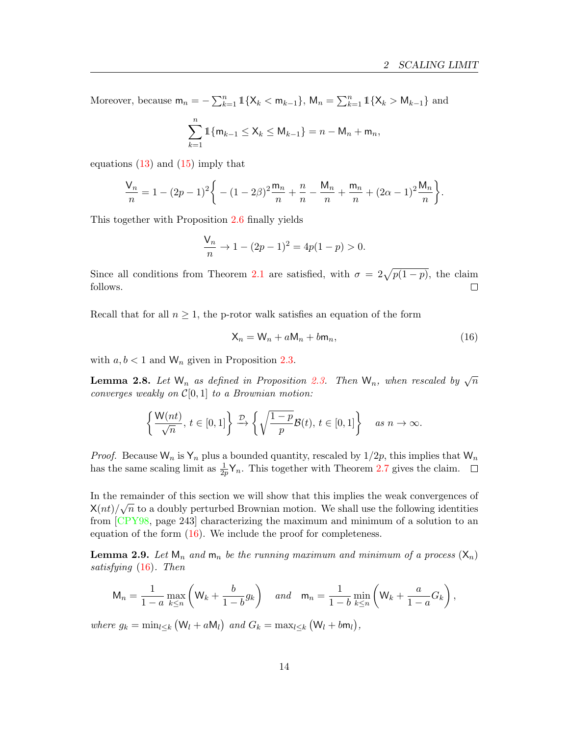Moreover, because $\mathsf{m}_n = -\sum_{k=1}^{n} \mathbb{1}\{\mathsf{X}_k < \mathsf{m}_{k-1}\}$, $\mathsf{M}_n = \sum_{k=1}^{n} \mathbb{1}\{\mathsf{X}_k > \mathsf{M}_{k-1}\}$ and

$$\sum_{k=1}^{n} \mathbb{1}\{\mathsf{m}_{k-1} \leq \mathsf{X}_k \leq \mathsf{M}_{k-1}\} = n - \mathsf{M}_n + \mathsf{m}_n,$$

equations (13) and (15) imply that

$$\frac{\mathsf{V}_n}{n} = 1 - (2p-1)^2 \bigg\{ -(1-2\beta)^2 \frac{\mathsf{m}_n}{n} + \frac{n}{n} - \frac{\mathsf{M}_n}{n} + \frac{\mathsf{m}_n}{n} + (2\alpha - 1)^2 \frac{\mathsf{M}_n}{n} \bigg\}.$$

This together with Proposition 2.6 finally yields

$$\frac{\mathsf{V}_n}{n} \to 1 - (2p-1)^2 = 4p(1-p) > 0.$$

Since all conditions from Theorem 2.1 are satisfied, with $\sigma = 2\sqrt{p(1-p)}$, the claim follows. $\square$

Recall that for all $n \geq 1$, the p-rotor walk satisfies an equation of the form

$$\mathsf{X}_n = \mathsf{W}_n + a\mathsf{M}_n + b\mathsf{m}_n, \tag{16}$$

with $a, b < 1$ and $\mathsf{W}_n$ given in Proposition 2.3.

**Lemma 2.8.** *Let $\mathsf{W}_n$ as defined in Proposition 2.3. Then $\mathsf{W}_n$, when rescaled by $\sqrt{n}$ converges weakly on $\mathcal{C}[0,1]$ to a Brownian motion:*

$$\left\{ \frac{\mathsf{W}(nt)}{\sqrt{n}},\, t \in [0,1] \right\} \xrightarrow{\mathcal{D}} \left\{ \sqrt{\frac{1-p}{p}} \mathcal{B}(t),\, t \in [0,1] \right\} \quad \textit{as } n \to \infty.$$

*Proof.* Because $\mathsf{W}_n$ is $\mathsf{Y}_n$ plus a bounded quantity, rescaled by $1/2p$, this implies that $\mathsf{W}_n$ has the same scaling limit as $\frac{1}{2p}\mathsf{Y}_n$. This together with Theorem 2.7 gives the claim. $\square$

In the remainder of this section we will show that this implies the weak convergences of $\mathsf{X}(nt)/\sqrt{n}$ to a doubly perturbed Brownian motion. We shall use the following identities from [CPY98, page 243] characterizing the maximum and minimum of a solution to an equation of the form (16). We include the proof for completeness.

**Lemma 2.9.** *Let $\mathsf{M}_n$ and $\mathsf{m}_n$ be the running maximum and minimum of a process $(\mathsf{X}_n)$ satisfying (16). Then*

$$\mathsf{M}_n = \frac{1}{1-a} \max_{k \leq n} \left( \mathsf{W}_k + \frac{b}{1-b} g_k \right) \quad \textit{and} \quad \mathsf{m}_n = \frac{1}{1-b} \min_{k \leq n} \left( \mathsf{W}_k + \frac{a}{1-a} G_k \right),$$

*where $g_k = \min_{l \leq k} \left( \mathsf{W}_l + a\mathsf{M}_l \right)$ and $G_k = \max_{l \leq k} \left( \mathsf{W}_l + b\mathsf{m}_l \right)$,*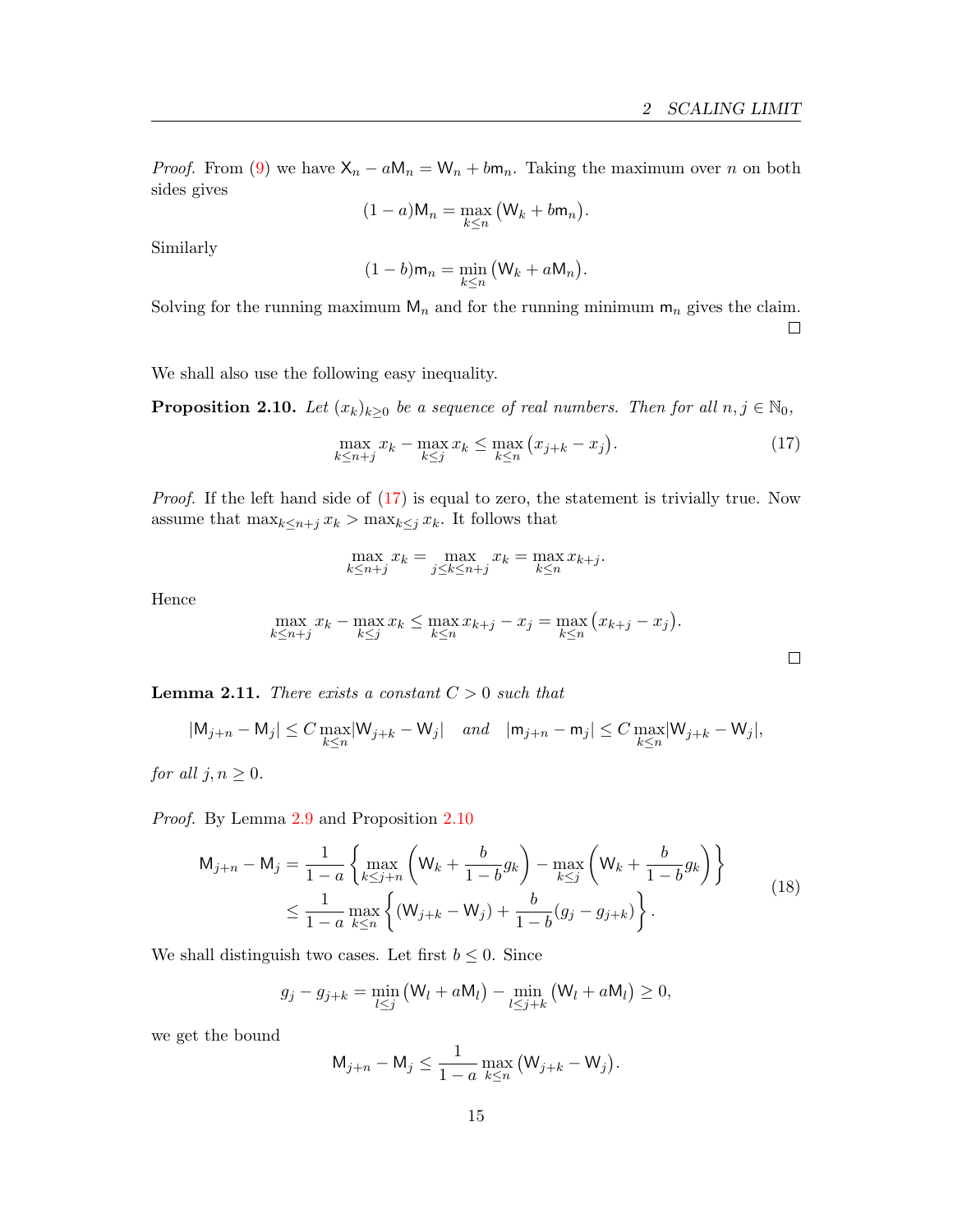*Proof.* From (9) we have $\mathsf{X}_n - a\mathsf{M}_n = \mathsf{W}_n + b\mathsf{m}_n$. Taking the maximum over $n$ on both sides gives

$$(1-a)\mathsf{M}_n = \max_{k\le n}\big(\mathsf{W}_k + b\mathsf{m}_n\big).$$

Similarly

$$(1-b)\mathsf{m}_n = \min_{k\le n}\big(\mathsf{W}_k + a\mathsf{M}_n\big).$$

Solving for the running maximum $\mathsf{M}_n$ and for the running minimum $\mathsf{m}_n$ gives the claim. □

We shall also use the following easy inequality.

**Proposition 2.10.** *Let $(x_k)_{k\ge 0}$ be a sequence of real numbers. Then for all $n, j \in \mathbb{N}_0$,*

$$\max_{k\le n+j} x_k - \max_{k\le j} x_k \le \max_{k\le n}\big(x_{j+k} - x_j\big). \tag{17}$$

*Proof.* If the left hand side of (17) is equal to zero, the statement is trivially true. Now assume that $\max_{k\le n+j} x_k > \max_{k\le j} x_k$. It follows that

$$\max_{k\le n+j} x_k = \max_{j\le k\le n+j} x_k = \max_{k\le n} x_{k+j}.$$

Hence

$$\max_{k\le n+j} x_k - \max_{k\le j} x_k \le \max_{k\le n} x_{k+j} - x_j = \max_{k\le n}\big(x_{k+j} - x_j\big).$$

□

**Lemma 2.11.** *There exists a constant $C > 0$ such that*

$$|\mathsf{M}_{j+n} - \mathsf{M}_j| \le C \max_{k\le n}|\mathsf{W}_{j+k} - \mathsf{W}_j| \quad \text{and} \quad |\mathsf{m}_{j+n} - \mathsf{m}_j| \le C \max_{k\le n}|\mathsf{W}_{j+k} - \mathsf{W}_j|,$$

*for all $j, n \ge 0$.*

*Proof.* By Lemma 2.9 and Proposition 2.10

$$\begin{aligned}
\mathsf{M}_{j+n} - \mathsf{M}_j &= \frac{1}{1-a}\left\{\max_{k\le j+n}\left(\mathsf{W}_k + \frac{b}{1-b}g_k\right) - \max_{k\le j}\left(\mathsf{W}_k + \frac{b}{1-b}g_k\right)\right\} \\
&\le \frac{1}{1-a}\max_{k\le n}\left\{(\mathsf{W}_{j+k} - \mathsf{W}_j) + \frac{b}{1-b}(g_j - g_{j+k})\right\}.
\end{aligned} \tag{18}$$

We shall distinguish two cases. Let first $b \le 0$. Since

$$g_j - g_{j+k} = \min_{l\le j}\big(\mathsf{W}_l + a\mathsf{M}_l\big) - \min_{l\le j+k}\big(\mathsf{W}_l + a\mathsf{M}_l\big) \ge 0,$$

we get the bound

$$\mathsf{M}_{j+n} - \mathsf{M}_j \le \frac{1}{1-a}\max_{k\le n}\big(\mathsf{W}_{j+k} - \mathsf{W}_j\big).$$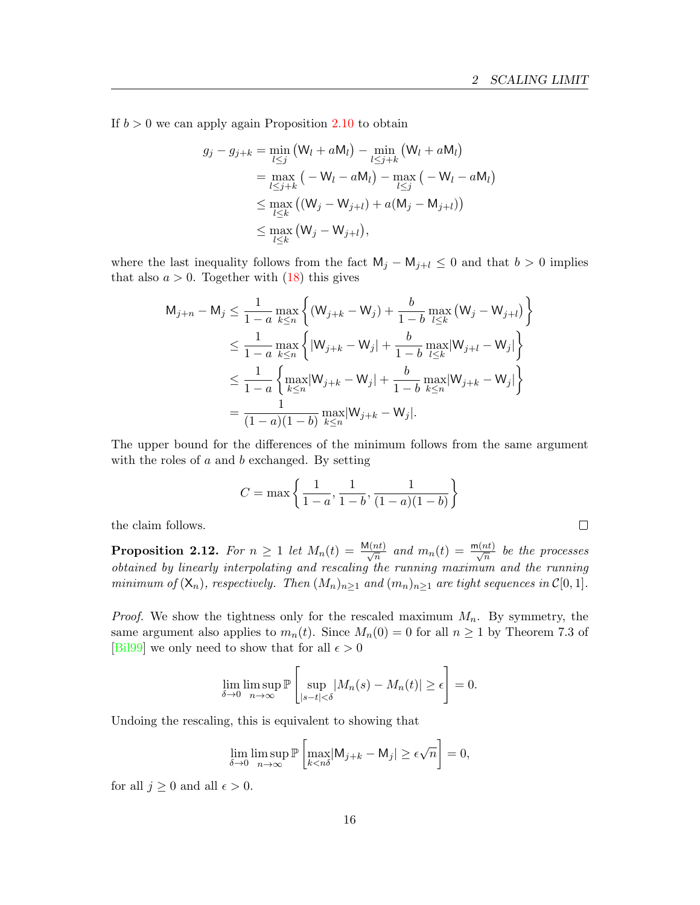If $b > 0$ we can apply again Proposition 2.10 to obtain

$$
\begin{aligned}
g_j - g_{j+k} &= \min_{l \le j} \big( \mathsf{W}_l + a\mathsf{M}_l \big) - \min_{l \le j+k} \big( \mathsf{W}_l + a\mathsf{M}_l \big) \\
&= \max_{l \le j+k} \big( -\mathsf{W}_l - a\mathsf{M}_l \big) - \max_{l \le j} \big( -\mathsf{W}_l - a\mathsf{M}_l \big) \\
&\le \max_{l \le k} \big( (\mathsf{W}_j - \mathsf{W}_{j+l}) + a(\mathsf{M}_j - \mathsf{M}_{j+l}) \big) \\
&\le \max_{l \le k} \big( \mathsf{W}_j - \mathsf{W}_{j+l} \big),
\end{aligned}
$$

where the last inequality follows from the fact $\mathsf{M}_j - \mathsf{M}_{j+l} \le 0$ and that $b > 0$ implies that also $a > 0$. Together with (18) this gives

$$
\begin{aligned}
\mathsf{M}_{j+n} - \mathsf{M}_j &\le \frac{1}{1-a} \max_{k \le n} \left\{ (\mathsf{W}_{j+k} - \mathsf{W}_j) + \frac{b}{1-b} \max_{l \le k} \big( \mathsf{W}_j - \mathsf{W}_{j+l} \big) \right\} \\
&\le \frac{1}{1-a} \max_{k \le n} \left\{ |\mathsf{W}_{j+k} - \mathsf{W}_j| + \frac{b}{1-b} \max_{l \le k} |\mathsf{W}_{j+l} - \mathsf{W}_j| \right\} \\
&\le \frac{1}{1-a} \left\{ \max_{k \le n} |\mathsf{W}_{j+k} - \mathsf{W}_j| + \frac{b}{1-b} \max_{k \le n} |\mathsf{W}_{j+k} - \mathsf{W}_j| \right\} \\
&= \frac{1}{(1-a)(1-b)} \max_{k \le n} |\mathsf{W}_{j+k} - \mathsf{W}_j|.
\end{aligned}
$$

The upper bound for the differences of the minimum follows from the same argument with the roles of $a$ and $b$ exchanged. By setting

$$
C = \max \left\{ \frac{1}{1-a}, \frac{1}{1-b}, \frac{1}{(1-a)(1-b)} \right\}
$$

the claim follows. □

**Proposition 2.12.** *For $n \ge 1$ let $M_n(t) = \frac{\mathsf{M}(nt)}{\sqrt{n}}$ and $m_n(t) = \frac{\mathsf{m}(nt)}{\sqrt{n}}$ be the processes obtained by linearly interpolating and rescaling the running maximum and the running minimum of $(\mathsf{X}_n)$, respectively. Then $(M_n)_{n \ge 1}$ and $(m_n)_{n \ge 1}$ are tight sequences in $\mathcal{C}[0,1]$.*

*Proof.* We show the tightness only for the rescaled maximum $M_n$. By symmetry, the same argument also applies to $m_n(t)$. Since $M_n(0) = 0$ for all $n \ge 1$ by Theorem 7.3 of [Bil99] we only need to show that for all $\epsilon > 0$

$$
\lim_{\delta \to 0} \limsup_{n \to \infty} \mathbb{P} \left[ \sup_{|s-t| < \delta} |M_n(s) - M_n(t)| \ge \epsilon \right] = 0.
$$

Undoing the rescaling, this is equivalent to showing that

$$
\lim_{\delta \to 0} \limsup_{n \to \infty} \mathbb{P} \left[ \max_{k < n\delta} |\mathsf{M}_{j+k} - \mathsf{M}_j| \ge \epsilon \sqrt{n} \right] = 0,
$$

for all $j \ge 0$ and all $\epsilon > 0$.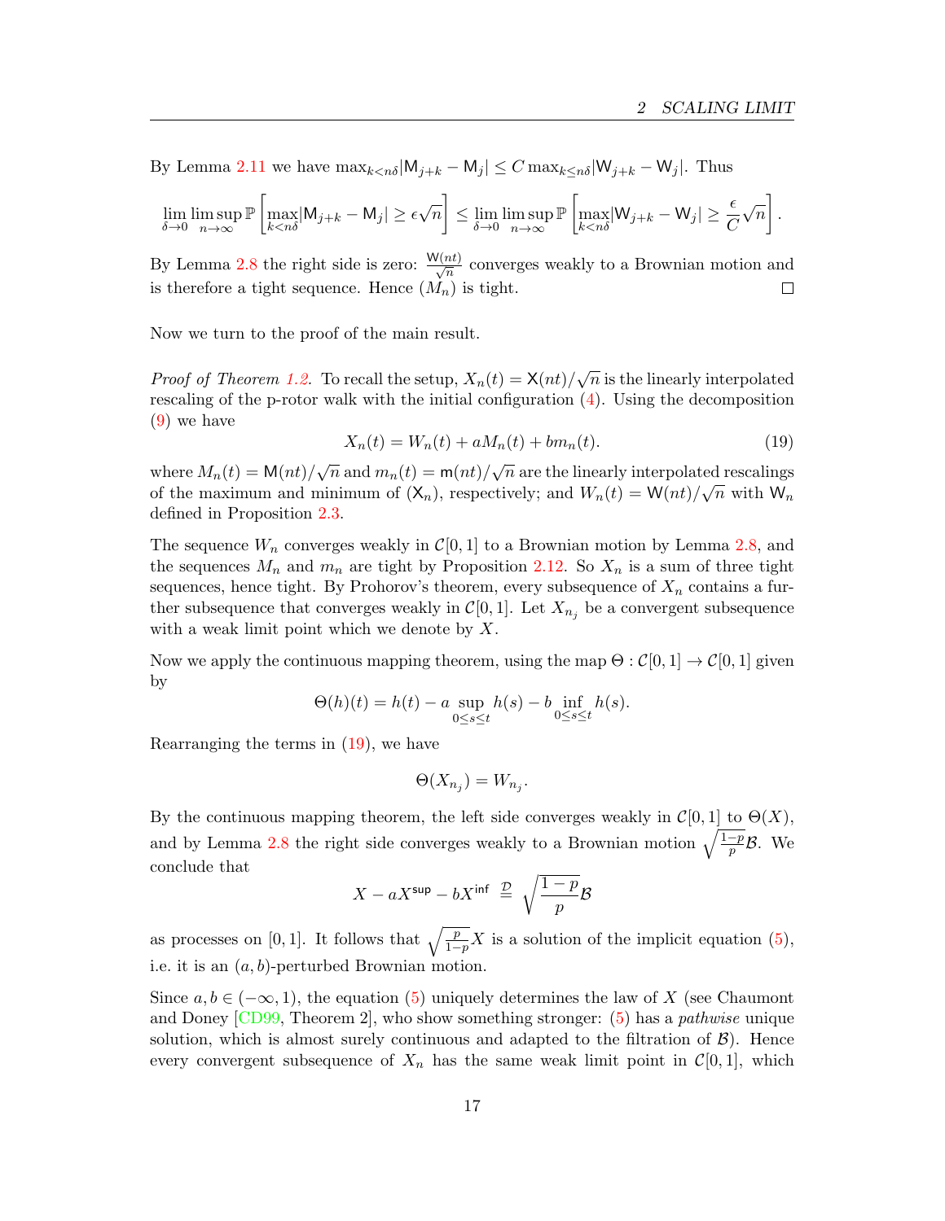By Lemma 2.11 we have $\max_{k<n\delta}|\mathsf{M}_{j+k} - \mathsf{M}_j| \leq C \max_{k\leq n\delta}|\mathsf{W}_{j+k} - \mathsf{W}_j|$. Thus

$$\lim_{\delta\to 0}\limsup_{n\to\infty}\mathbb{P}\left[\max_{k<n\delta}|\mathsf{M}_{j+k} - \mathsf{M}_j| \geq \epsilon\sqrt{n}\right] \leq \lim_{\delta\to 0}\limsup_{n\to\infty}\mathbb{P}\left[\max_{k<n\delta}|\mathsf{W}_{j+k} - \mathsf{W}_j| \geq \frac{\epsilon}{C}\sqrt{n}\right].$$

By Lemma 2.8 the right side is zero: $\frac{\mathsf{W}(nt)}{\sqrt{n}}$ converges weakly to a Brownian motion and is therefore a tight sequence. Hence $(M_n)$ is tight. ☐

Now we turn to the proof of the main result.

*Proof of Theorem 1.2.* To recall the setup, $X_n(t) = \mathsf{X}(nt)/\sqrt{n}$ is the linearly interpolated rescaling of the p-rotor walk with the initial configuration (4). Using the decomposition (9) we have

$$X_n(t) = W_n(t) + aM_n(t) + bm_n(t). \tag{19}$$

where $M_n(t) = \mathsf{M}(nt)/\sqrt{n}$ and $m_n(t) = \mathsf{m}(nt)/\sqrt{n}$ are the linearly interpolated rescalings of the maximum and minimum of $(\mathsf{X}_n)$, respectively; and $W_n(t) = \mathsf{W}(nt)/\sqrt{n}$ with $\mathsf{W}_n$ defined in Proposition 2.3.

The sequence $W_n$ converges weakly in $\mathcal{C}[0,1]$ to a Brownian motion by Lemma 2.8, and the sequences $M_n$ and $m_n$ are tight by Proposition 2.12. So $X_n$ is a sum of three tight sequences, hence tight. By Prohorov's theorem, every subsequence of $X_n$ contains a further subsequence that converges weakly in $\mathcal{C}[0,1]$. Let $X_{n_j}$ be a convergent subsequence with a weak limit point which we denote by $X$.

Now we apply the continuous mapping theorem, using the map $\Theta : \mathcal{C}[0,1] \to \mathcal{C}[0,1]$ given by

$$\Theta(h)(t) = h(t) - a\sup_{0\leq s\leq t} h(s) - b\inf_{0\leq s\leq t} h(s).$$

Rearranging the terms in (19), we have

$$\Theta(X_{n_j}) = W_{n_j}.$$

By the continuous mapping theorem, the left side converges weakly in $\mathcal{C}[0,1]$ to $\Theta(X)$, and by Lemma 2.8 the right side converges weakly to a Brownian motion $\sqrt{\frac{1-p}{p}}\mathcal{B}$. We conclude that

$$X - aX^{\mathsf{sup}} - bX^{\mathsf{inf}} \overset{\mathcal{D}}{=} \sqrt{\frac{1-p}{p}}\mathcal{B}$$

as processes on $[0,1]$. It follows that $\sqrt{\frac{p}{1-p}}X$ is a solution of the implicit equation (5), i.e. it is an $(a,b)$-perturbed Brownian motion.

Since $a, b \in (-\infty, 1)$, the equation (5) uniquely determines the law of $X$ (see Chaumont and Doney [CD99, Theorem 2], who show something stronger: (5) has a *pathwise* unique solution, which is almost surely continuous and adapted to the filtration of $\mathcal{B}$). Hence every convergent subsequence of $X_n$ has the same weak limit point in $\mathcal{C}[0,1]$, which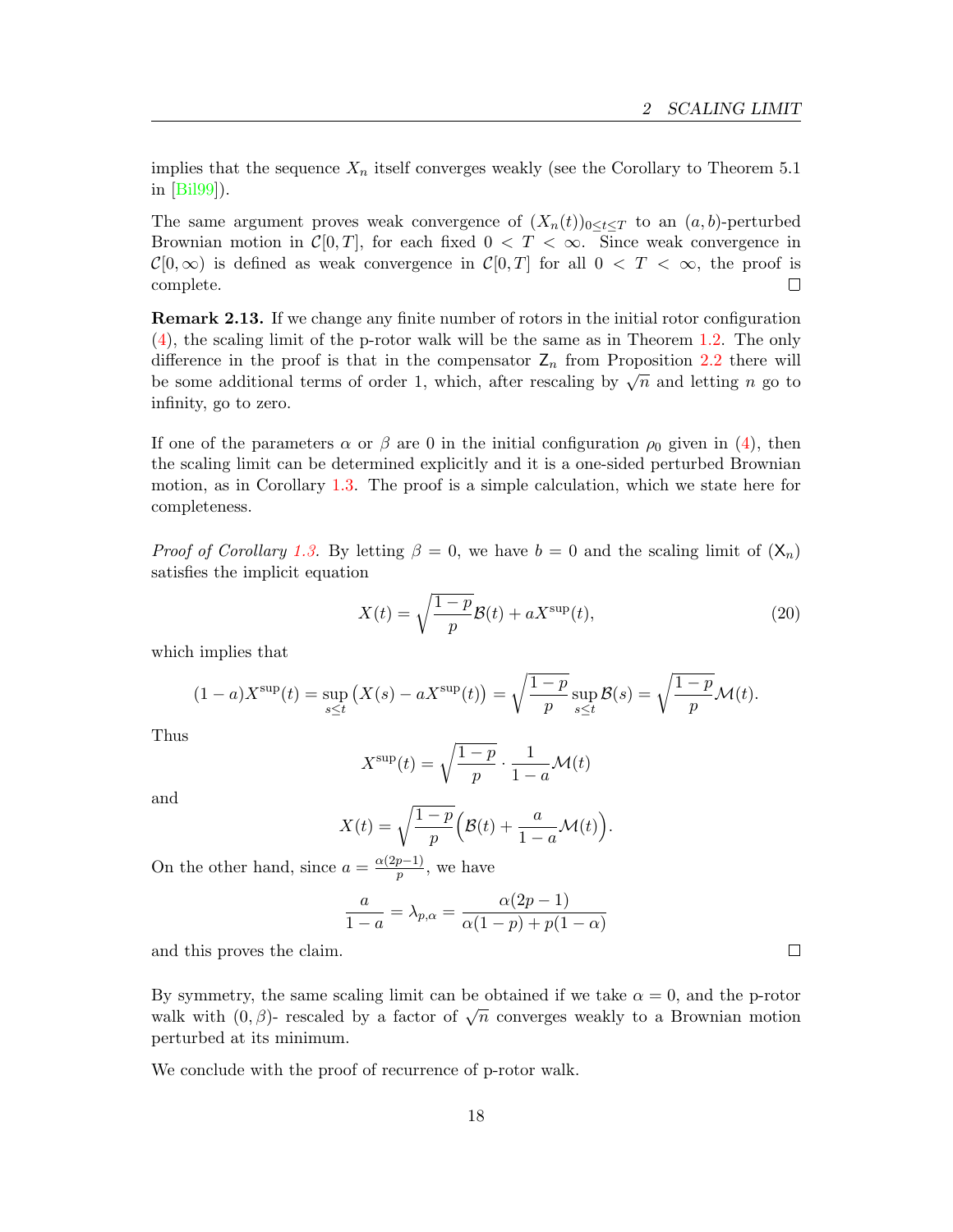implies that the sequence $X_n$ itself converges weakly (see the Corollary to Theorem 5.1 in [Bil99]).

The same argument proves weak convergence of $(X_n(t))_{0\leq t\leq T}$ to an $(a,b)$-perturbed Brownian motion in $\mathcal{C}[0,T]$, for each fixed $0 < T < \infty$. Since weak convergence in $\mathcal{C}[0,\infty)$ is defined as weak convergence in $\mathcal{C}[0,T]$ for all $0 < T < \infty$, the proof is complete. ☐

**Remark 2.13.** If we change any finite number of rotors in the initial rotor configuration (4), the scaling limit of the p-rotor walk will be the same as in Theorem 1.2. The only difference in the proof is that in the compensator $\mathsf{Z}_n$ from Proposition 2.2 there will be some additional terms of order 1, which, after rescaling by $\sqrt{n}$ and letting $n$ go to infinity, go to zero.

If one of the parameters $\alpha$ or $\beta$ are 0 in the initial configuration $\rho_0$ given in (4), then the scaling limit can be determined explicitly and it is a one-sided perturbed Brownian motion, as in Corollary 1.3. The proof is a simple calculation, which we state here for completeness.

*Proof of Corollary 1.3.* By letting $\beta = 0$, we have $b = 0$ and the scaling limit of $(\mathsf{X}_n)$ satisfies the implicit equation

$$X(t) = \sqrt{\frac{1-p}{p}}\mathcal{B}(t) + aX^{\sup}(t), \tag{20}$$

which implies that

$$(1-a)X^{\sup}(t) = \sup_{s\leq t}\big(X(s) - aX^{\sup}(t)\big) = \sqrt{\frac{1-p}{p}}\sup_{s\leq t}\mathcal{B}(s) = \sqrt{\frac{1-p}{p}}\mathcal{M}(t).$$

Thus

$$X^{\sup}(t) = \sqrt{\frac{1-p}{p}}\cdot\frac{1}{1-a}\mathcal{M}(t)$$

and

$$X(t) = \sqrt{\frac{1-p}{p}}\Big(\mathcal{B}(t) + \frac{a}{1-a}\mathcal{M}(t)\Big).$$

On the other hand, since $a = \frac{\alpha(2p-1)}{p}$, we have

$$\frac{a}{1-a} = \lambda_{p,\alpha} = \frac{\alpha(2p-1)}{\alpha(1-p) + p(1-\alpha)}$$

and this proves the claim. ☐

By symmetry, the same scaling limit can be obtained if we take $\alpha = 0$, and the p-rotor walk with $(0,\beta)$- rescaled by a factor of $\sqrt{n}$ converges weakly to a Brownian motion perturbed at its minimum.

We conclude with the proof of recurrence of p-rotor walk.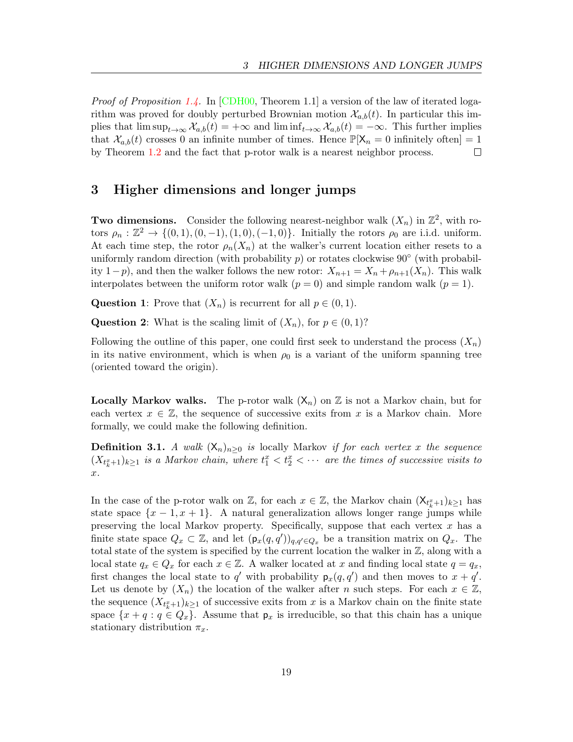*Proof of Proposition 1.4.* In [CDH00, Theorem 1.1] a version of the law of iterated logarithm was proved for doubly perturbed Brownian motion $\mathcal{X}_{a,b}(t)$. In particular this implies that $\limsup_{t\to\infty} \mathcal{X}_{a,b}(t) = +\infty$ and $\liminf_{t\to\infty} \mathcal{X}_{a,b}(t) = -\infty$. This further implies that $\mathcal{X}_{a,b}(t)$ crosses 0 an infinite number of times. Hence $\mathbb{P}[\mathsf{X}_n = 0 \text{ infinitely often}] = 1$ by Theorem 1.2 and the fact that p-rotor walk is a nearest neighbor process. □

## 3 Higher dimensions and longer jumps

**Two dimensions.** Consider the following nearest-neighbor walk $(X_n)$ in $\mathbb{Z}^2$, with rotors $\rho_n : \mathbb{Z}^2 \to \{(0,1),(0,-1),(1,0),(-1,0)\}$. Initially the rotors $\rho_0$ are i.i.d. uniform. At each time step, the rotor $\rho_n(X_n)$ at the walker's current location either resets to a uniformly random direction (with probability $p$) or rotates clockwise $90^\circ$ (with probability $1-p$), and then the walker follows the new rotor: $X_{n+1} = X_n + \rho_{n+1}(X_n)$. This walk interpolates between the uniform rotor walk ($p=0$) and simple random walk ($p=1$).

**Question 1**: Prove that $(X_n)$ is recurrent for all $p \in (0,1)$.

**Question 2**: What is the scaling limit of $(X_n)$, for $p \in (0,1)$?

Following the outline of this paper, one could first seek to understand the process $(X_n)$ in its native environment, which is when $\rho_0$ is a variant of the uniform spanning tree (oriented toward the origin).

**Locally Markov walks.** The p-rotor walk $(\mathsf{X}_n)$ on $\mathbb{Z}$ is not a Markov chain, but for each vertex $x \in \mathbb{Z}$, the sequence of successive exits from $x$ is a Markov chain. More formally, we could make the following definition.

**Definition 3.1.** *A walk $(\mathsf{X}_n)_{n\geq 0}$ is* locally Markov *if for each vertex $x$ the sequence $(X_{t_k^x+1})_{k\geq 1}$ is a Markov chain, where $t_1^x < t_2^x < \cdots$ are the times of successive visits to $x$.*

In the case of the p-rotor walk on $\mathbb{Z}$, for each $x \in \mathbb{Z}$, the Markov chain $(\mathsf{X}_{t_k^x+1})_{k\geq 1}$ has state space $\{x-1, x+1\}$. A natural generalization allows longer range jumps while preserving the local Markov property. Specifically, suppose that each vertex $x$ has a finite state space $Q_x \subset \mathbb{Z}$, and let $(\mathsf{p}_x(q,q'))_{q,q'\in Q_x}$ be a transition matrix on $Q_x$. The total state of the system is specified by the current location the walker in $\mathbb{Z}$, along with a local state $q_x \in Q_x$ for each $x \in \mathbb{Z}$. A walker located at $x$ and finding local state $q = q_x$, first changes the local state to $q'$ with probability $\mathsf{p}_x(q,q')$ and then moves to $x+q'$. Let us denote by $(X_n)$ the location of the walker after $n$ such steps. For each $x \in \mathbb{Z}$, the sequence $(X_{t_k^x+1})_{k\geq 1}$ of successive exits from $x$ is a Markov chain on the finite state space $\{x+q : q \in Q_x\}$. Assume that $\mathsf{p}_x$ is irreducible, so that this chain has a unique stationary distribution $\pi_x$.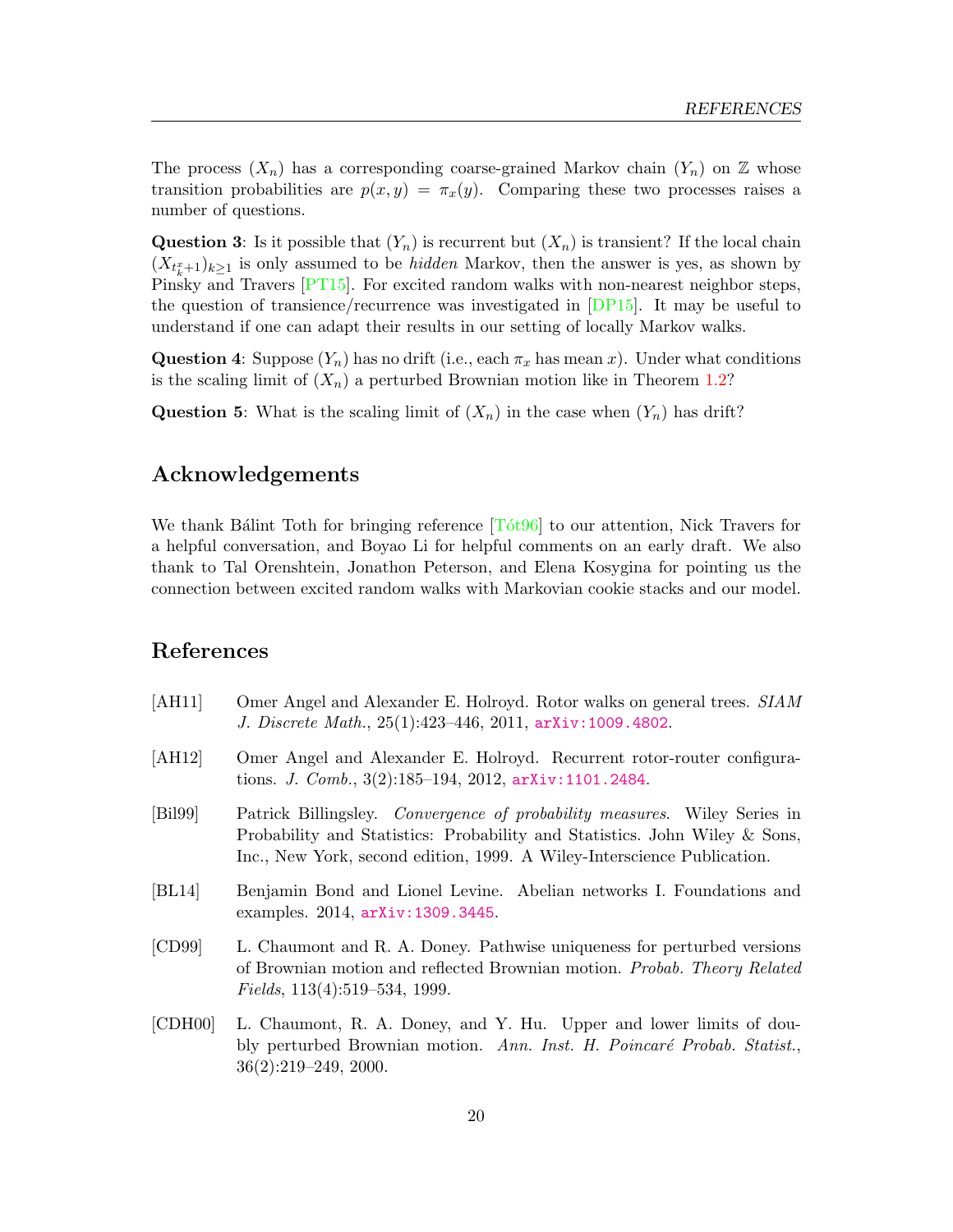The process $(X_n)$ has a corresponding coarse-grained Markov chain $(Y_n)$ on $\mathbb{Z}$ whose transition probabilities are $p(x, y) = \pi_x(y)$. Comparing these two processes raises a number of questions.

**Question 3**: Is it possible that $(Y_n)$ is recurrent but $(X_n)$ is transient? If the local chain $(X_{t_k^x+1})_{k\geq 1}$ is only assumed to be *hidden* Markov, then the answer is yes, as shown by Pinsky and Travers [PT15]. For excited random walks with non-nearest neighbor steps, the question of transience/recurrence was investigated in [DP15]. It may be useful to understand if one can adapt their results in our setting of locally Markov walks.

**Question 4**: Suppose $(Y_n)$ has no drift (i.e., each $\pi_x$ has mean $x$). Under what conditions is the scaling limit of $(X_n)$ a perturbed Brownian motion like in Theorem 1.2?

**Question 5**: What is the scaling limit of $(X_n)$ in the case when $(Y_n)$ has drift?

## Acknowledgements

We thank Bálint Toth for bringing reference [Tót96] to our attention, Nick Travers for a helpful conversation, and Boyao Li for helpful comments on an early draft. We also thank to Tal Orenshtein, Jonathon Peterson, and Elena Kosygina for pointing us the connection between excited random walks with Markovian cookie stacks and our model.

## References

[AH11] Omer Angel and Alexander E. Holroyd. Rotor walks on general trees. *SIAM J. Discrete Math.*, 25(1):423–446, 2011, arXiv:1009.4802.

[AH12] Omer Angel and Alexander E. Holroyd. Recurrent rotor-router configurations. *J. Comb.*, 3(2):185–194, 2012, arXiv:1101.2484.

[Bil99] Patrick Billingsley. *Convergence of probability measures*. Wiley Series in Probability and Statistics: Probability and Statistics. John Wiley & Sons, Inc., New York, second edition, 1999. A Wiley-Interscience Publication.

[BL14] Benjamin Bond and Lionel Levine. Abelian networks I. Foundations and examples. 2014, arXiv:1309.3445.

[CD99] L. Chaumont and R. A. Doney. Pathwise uniqueness for perturbed versions of Brownian motion and reflected Brownian motion. *Probab. Theory Related Fields*, 113(4):519–534, 1999.

[CDH00] L. Chaumont, R. A. Doney, and Y. Hu. Upper and lower limits of doubly perturbed Brownian motion. *Ann. Inst. H. Poincaré Probab. Statist.*, 36(2):219–249, 2000.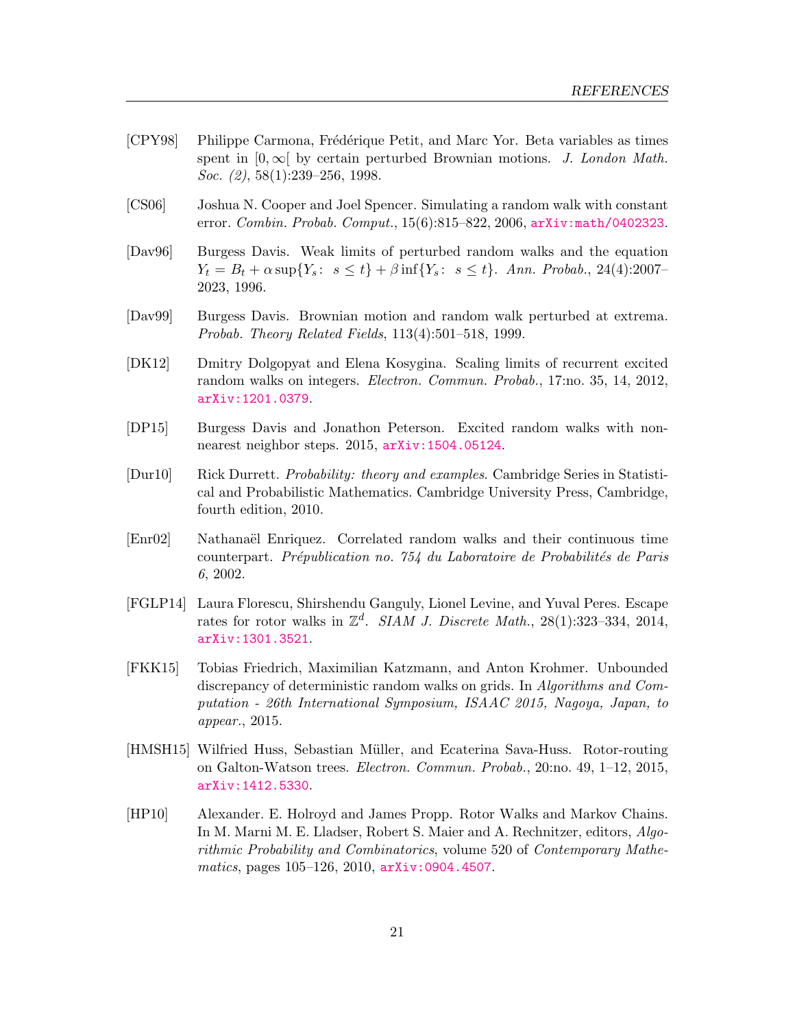- [CPY98] Philippe Carmona, Frédérique Petit, and Marc Yor. Beta variables as times spent in $[0, \infty[$ by certain perturbed Brownian motions. *J. London Math. Soc. (2)*, 58(1):239–256, 1998.

- [CS06] Joshua N. Cooper and Joel Spencer. Simulating a random walk with constant error. *Combin. Probab. Comput.*, 15(6):815–822, 2006, arXiv:math/0402323.

- [Dav96] Burgess Davis. Weak limits of perturbed random walks and the equation $Y_t = B_t + \alpha \sup\{Y_s\colon\ s \le t\} + \beta \inf\{Y_s\colon\ s \le t\}$. *Ann. Probab.*, 24(4):2007–2023, 1996.

- [Dav99] Burgess Davis. Brownian motion and random walk perturbed at extrema. *Probab. Theory Related Fields*, 113(4):501–518, 1999.

- [DK12] Dmitry Dolgopyat and Elena Kosygina. Scaling limits of recurrent excited random walks on integers. *Electron. Commun. Probab.*, 17:no. 35, 14, 2012, arXiv:1201.0379.

- [DP15] Burgess Davis and Jonathon Peterson. Excited random walks with non-nearest neighbor steps. 2015, arXiv:1504.05124.

- [Dur10] Rick Durrett. *Probability: theory and examples*. Cambridge Series in Statistical and Probabilistic Mathematics. Cambridge University Press, Cambridge, fourth edition, 2010.

- [Enr02] Nathanaël Enriquez. Correlated random walks and their continuous time counterpart. *Prépublication no. 754 du Laboratoire de Probabilités de Paris 6*, 2002.

- [FGLP14] Laura Florescu, Shirshendu Ganguly, Lionel Levine, and Yuval Peres. Escape rates for rotor walks in $\mathbb{Z}^d$. *SIAM J. Discrete Math.*, 28(1):323–334, 2014, arXiv:1301.3521.

- [FKK15] Tobias Friedrich, Maximilian Katzmann, and Anton Krohmer. Unbounded discrepancy of deterministic random walks on grids. In *Algorithms and Computation - 26th International Symposium, ISAAC 2015, Nagoya, Japan, to appear.*, 2015.

- [HMSH15] Wilfried Huss, Sebastian Müller, and Ecaterina Sava-Huss. Rotor-routing on Galton-Watson trees. *Electron. Commun. Probab.*, 20:no. 49, 1–12, 2015, arXiv:1412.5330.

- [HP10] Alexander. E. Holroyd and James Propp. Rotor Walks and Markov Chains. In M. Marni M. E. Lladser, Robert S. Maier and A. Rechnitzer, editors, *Algorithmic Probability and Combinatorics*, volume 520 of *Contemporary Mathematics*, pages 105–126, 2010, arXiv:0904.4507.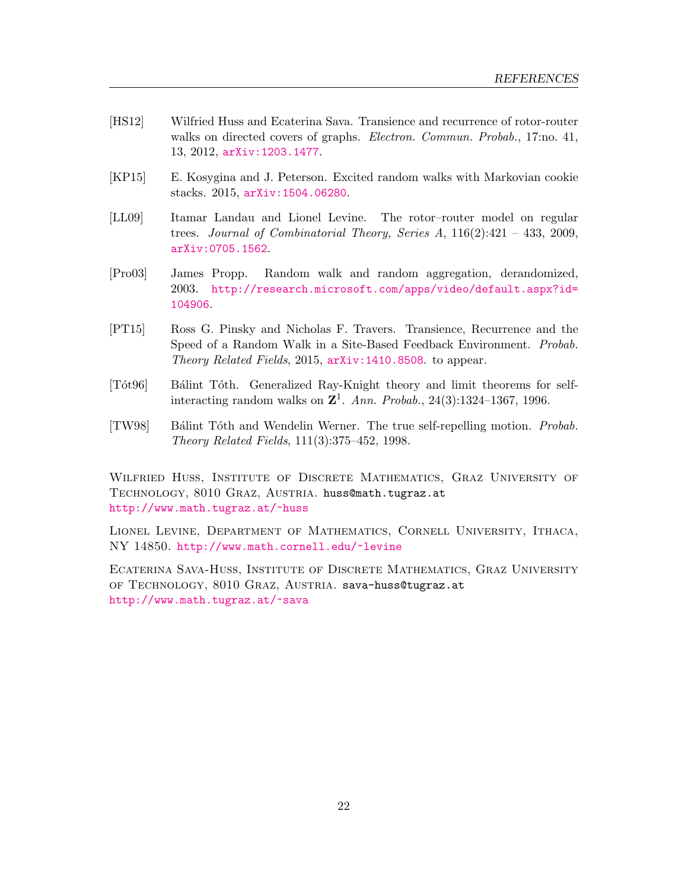[HS12] Wilfried Huss and Ecaterina Sava. Transience and recurrence of rotor-router walks on directed covers of graphs. *Electron. Commun. Probab.*, 17:no. 41, 13, 2012, arXiv:1203.1477.

[KP15] E. Kosygina and J. Peterson. Excited random walks with Markovian cookie stacks. 2015, arXiv:1504.06280.

[LL09] Itamar Landau and Lionel Levine. The rotor–router model on regular trees. *Journal of Combinatorial Theory, Series A*, 116(2):421 – 433, 2009, arXiv:0705.1562.

[Pro03] James Propp. Random walk and random aggregation, derandomized, 2003. http://research.microsoft.com/apps/video/default.aspx?id=104906.

[PT15] Ross G. Pinsky and Nicholas F. Travers. Transience, Recurrence and the Speed of a Random Walk in a Site-Based Feedback Environment. *Probab. Theory Related Fields*, 2015, arXiv:1410.8508. to appear.

[Tót96] Bálint Tóth. Generalized Ray-Knight theory and limit theorems for self-interacting random walks on $\mathbf{Z}^1$. *Ann. Probab.*, 24(3):1324–1367, 1996.

[TW98] Bálint Tóth and Wendelin Werner. The true self-repelling motion. *Probab. Theory Related Fields*, 111(3):375–452, 1998.

Wilfried Huss, Institute of Discrete Mathematics, Graz University of Technology, 8010 Graz, Austria. huss@math.tugraz.at
http://www.math.tugraz.at/~huss

Lionel Levine, Department of Mathematics, Cornell University, Ithaca, NY 14850. http://www.math.cornell.edu/~levine

Ecaterina Sava-Huss, Institute of Discrete Mathematics, Graz University of Technology, 8010 Graz, Austria. sava-huss@tugraz.at
http://www.math.tugraz.at/~sava